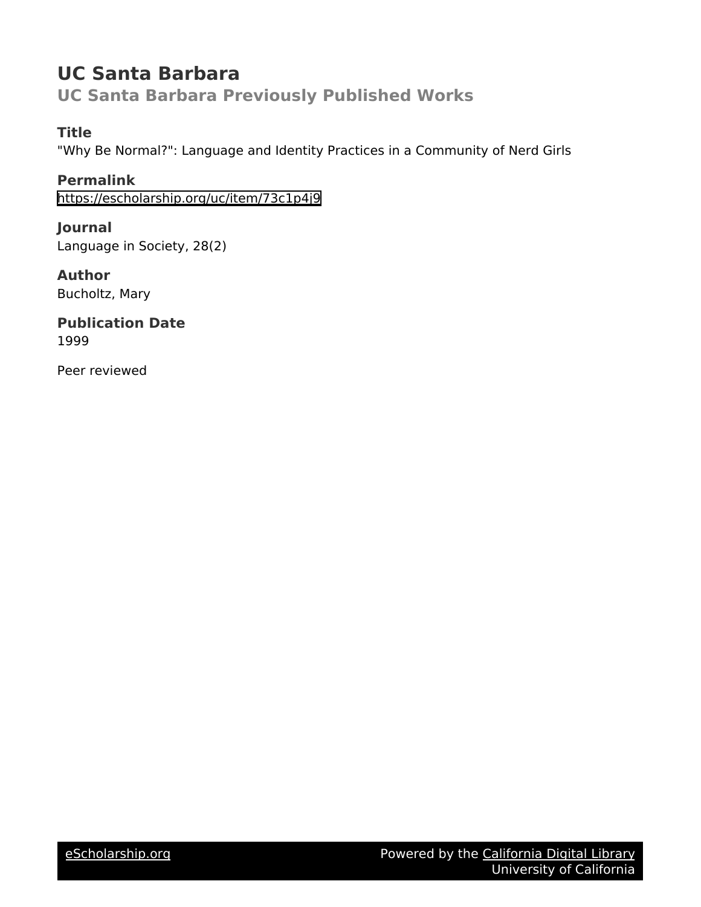# UC Santa Barbara

## UC Santa Barbara Previously Published Works

### Title

"Why Be Normal?": Language and Identity Practices in a Community of Nerd Girls

### Permalink

https://escholarship.org/uc/item/73c1p4j9

### Journal

Language in Society, 28(2)

### Author

Bucholtz, Mary

### Publication Date

1999

Peer reviewed

eScholarship.org Powered by the California Digital Library University of California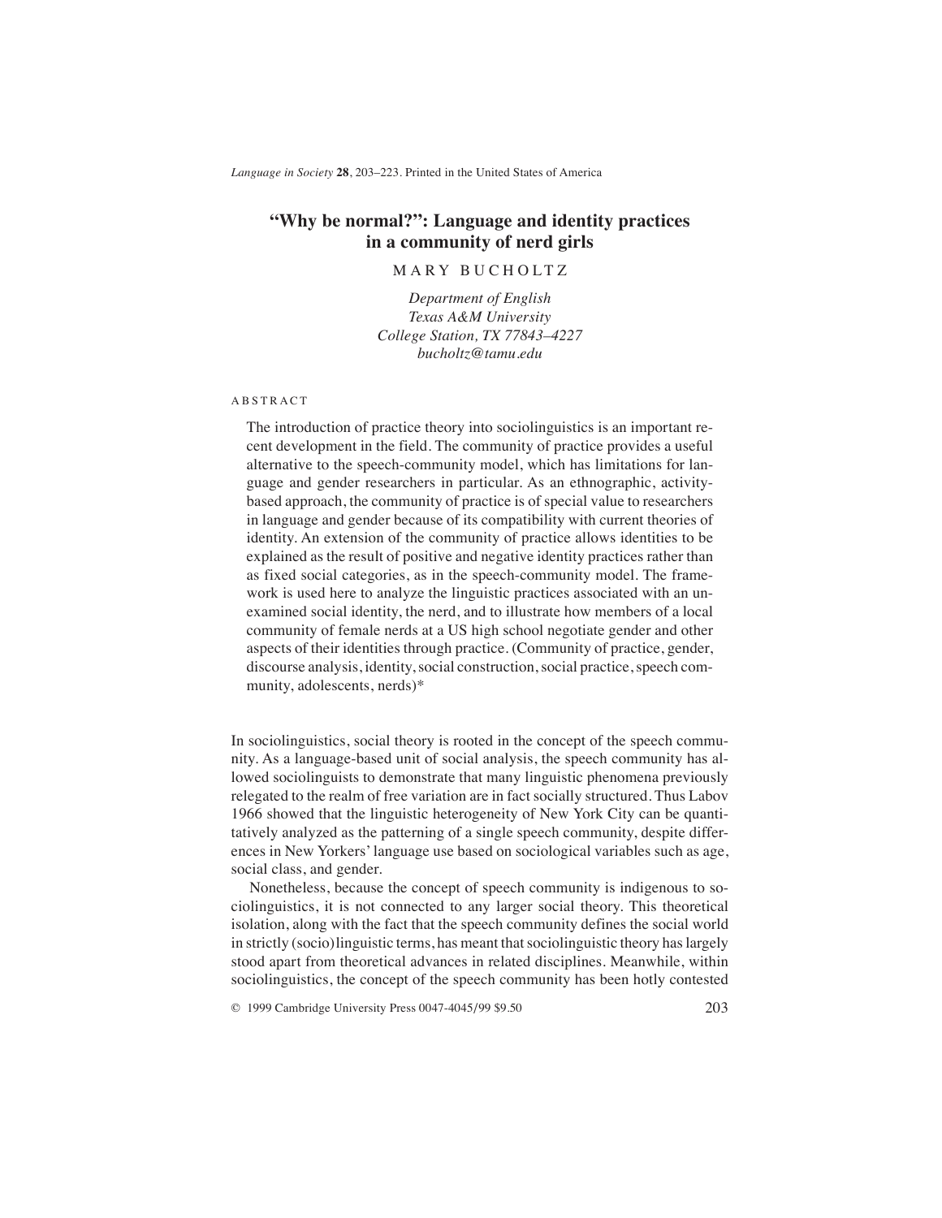# "Why be normal?": Language and identity practices in a community of nerd girls

MARY BUCHOLTZ

*Department of English*
*Texas A&M University*
*College Station, TX 77843–4227*
*bucholtz@tamu.edu*

ABSTRACT

The introduction of practice theory into sociolinguistics is an important recent development in the field. The community of practice provides a useful alternative to the speech-community model, which has limitations for language and gender researchers in particular. As an ethnographic, activity-based approach, the community of practice is of special value to researchers in language and gender because of its compatibility with current theories of identity. An extension of the community of practice allows identities to be explained as the result of positive and negative identity practices rather than as fixed social categories, as in the speech-community model. The framework is used here to analyze the linguistic practices associated with an unexamined social identity, the nerd, and to illustrate how members of a local community of female nerds at a US high school negotiate gender and other aspects of their identities through practice. (Community of practice, gender, discourse analysis, identity, social construction, social practice, speech community, adolescents, nerds)*

In sociolinguistics, social theory is rooted in the concept of the speech community. As a language-based unit of social analysis, the speech community has allowed sociolinguists to demonstrate that many linguistic phenomena previously relegated to the realm of free variation are in fact socially structured. Thus Labov 1966 showed that the linguistic heterogeneity of New York City can be quantitatively analyzed as the patterning of a single speech community, despite differences in New Yorkers' language use based on sociological variables such as age, social class, and gender.

Nonetheless, because the concept of speech community is indigenous to sociolinguistics, it is not connected to any larger social theory. This theoretical isolation, along with the fact that the speech community defines the social world in strictly (socio)linguistic terms, has meant that sociolinguistic theory has largely stood apart from theoretical advances in related disciplines. Meanwhile, within sociolinguistics, the concept of the speech community has been hotly contested

© 1999 Cambridge University Press 0047-4045/99 $9.50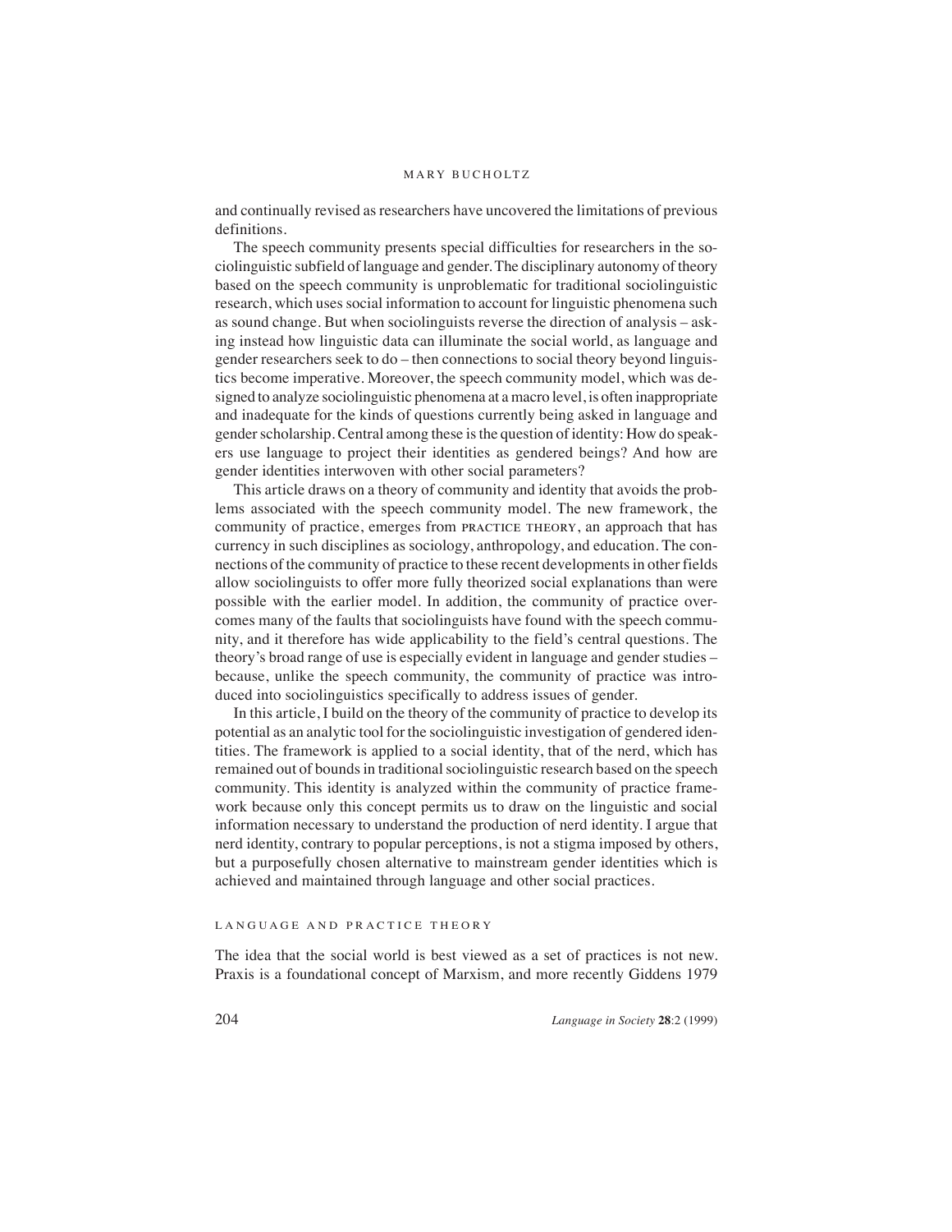and continually revised as researchers have uncovered the limitations of previous definitions.

The speech community presents special difficulties for researchers in the sociolinguistic subfield of language and gender. The disciplinary autonomy of theory based on the speech community is unproblematic for traditional sociolinguistic research, which uses social information to account for linguistic phenomena such as sound change. But when sociolinguists reverse the direction of analysis – asking instead how linguistic data can illuminate the social world, as language and gender researchers seek to do – then connections to social theory beyond linguistics become imperative. Moreover, the speech community model, which was designed to analyze sociolinguistic phenomena at a macro level, is often inappropriate and inadequate for the kinds of questions currently being asked in language and gender scholarship. Central among these is the question of identity: How do speakers use language to project their identities as gendered beings? And how are gender identities interwoven with other social parameters?

This article draws on a theory of community and identity that avoids the problems associated with the speech community model. The new framework, the community of practice, emerges from PRACTICE THEORY, an approach that has currency in such disciplines as sociology, anthropology, and education. The connections of the community of practice to these recent developments in other fields allow sociolinguists to offer more fully theorized social explanations than were possible with the earlier model. In addition, the community of practice overcomes many of the faults that sociolinguists have found with the speech community, and it therefore has wide applicability to the field's central questions. The theory's broad range of use is especially evident in language and gender studies – because, unlike the speech community, the community of practice was introduced into sociolinguistics specifically to address issues of gender.

In this article, I build on the theory of the community of practice to develop its potential as an analytic tool for the sociolinguistic investigation of gendered identities. The framework is applied to a social identity, that of the nerd, which has remained out of bounds in traditional sociolinguistic research based on the speech community. This identity is analyzed within the community of practice framework because only this concept permits us to draw on the linguistic and social information necessary to understand the production of nerd identity. I argue that nerd identity, contrary to popular perceptions, is not a stigma imposed by others, but a purposefully chosen alternative to mainstream gender identities which is achieved and maintained through language and other social practices.

## LANGUAGE AND PRACTICE THEORY

The idea that the social world is best viewed as a set of practices is not new. Praxis is a foundational concept of Marxism, and more recently Giddens 1979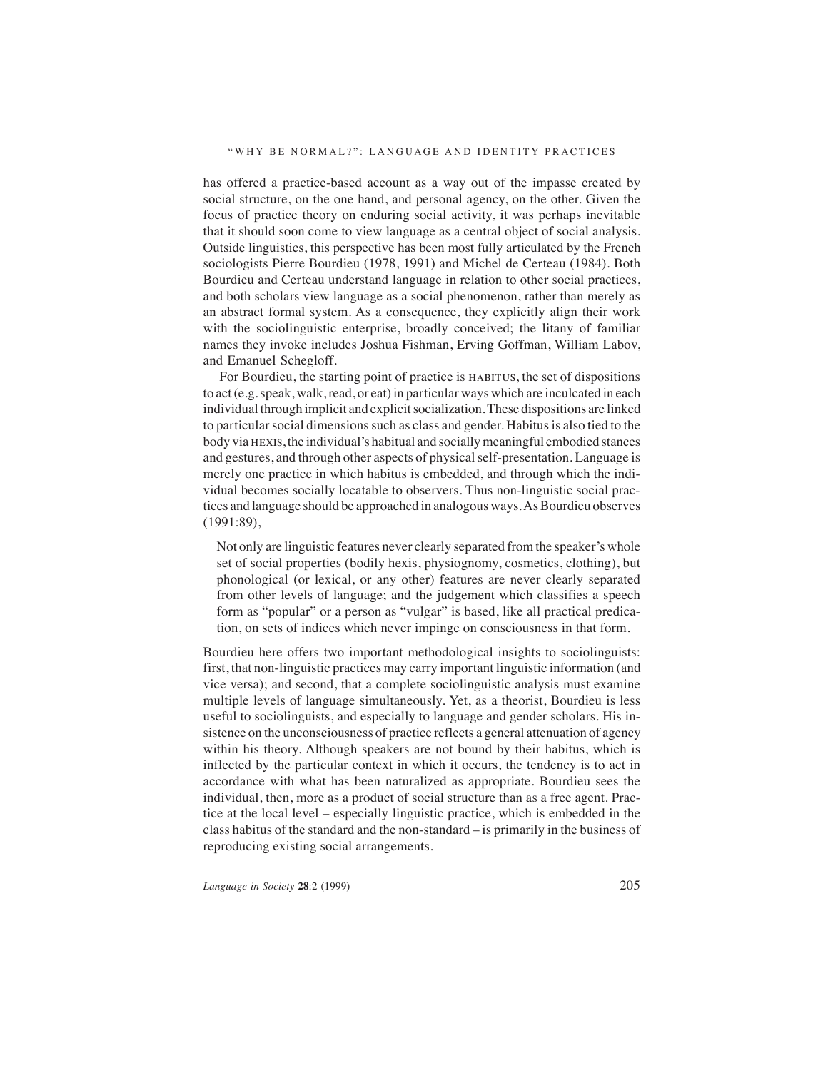has offered a practice-based account as a way out of the impasse created by social structure, on the one hand, and personal agency, on the other. Given the focus of practice theory on enduring social activity, it was perhaps inevitable that it should soon come to view language as a central object of social analysis. Outside linguistics, this perspective has been most fully articulated by the French sociologists Pierre Bourdieu (1978, 1991) and Michel de Certeau (1984). Both Bourdieu and Certeau understand language in relation to other social practices, and both scholars view language as a social phenomenon, rather than merely as an abstract formal system. As a consequence, they explicitly align their work with the sociolinguistic enterprise, broadly conceived; the litany of familiar names they invoke includes Joshua Fishman, Erving Goffman, William Labov, and Emanuel Schegloff.

For Bourdieu, the starting point of practice is HABITUS, the set of dispositions to act (e.g. speak, walk, read, or eat) in particular ways which are inculcated in each individual through implicit and explicit socialization. These dispositions are linked to particular social dimensions such as class and gender. Habitus is also tied to the body via HEXIS, the individual's habitual and socially meaningful embodied stances and gestures, and through other aspects of physical self-presentation. Language is merely one practice in which habitus is embedded, and through which the individual becomes socially locatable to observers. Thus non-linguistic social practices and language should be approached in analogous ways. As Bourdieu observes (1991:89),

> Not only are linguistic features never clearly separated from the speaker's whole set of social properties (bodily hexis, physiognomy, cosmetics, clothing), but phonological (or lexical, or any other) features are never clearly separated from other levels of language; and the judgement which classifies a speech form as "popular" or a person as "vulgar" is based, like all practical predication, on sets of indices which never impinge on consciousness in that form.

Bourdieu here offers two important methodological insights to sociolinguists: first, that non-linguistic practices may carry important linguistic information (and vice versa); and second, that a complete sociolinguistic analysis must examine multiple levels of language simultaneously. Yet, as a theorist, Bourdieu is less useful to sociolinguists, and especially to language and gender scholars. His insistence on the unconsciousness of practice reflects a general attenuation of agency within his theory. Although speakers are not bound by their habitus, which is inflected by the particular context in which it occurs, the tendency is to act in accordance with what has been naturalized as appropriate. Bourdieu sees the individual, then, more as a product of social structure than as a free agent. Practice at the local level – especially linguistic practice, which is embedded in the class habitus of the standard and the non-standard – is primarily in the business of reproducing existing social arrangements.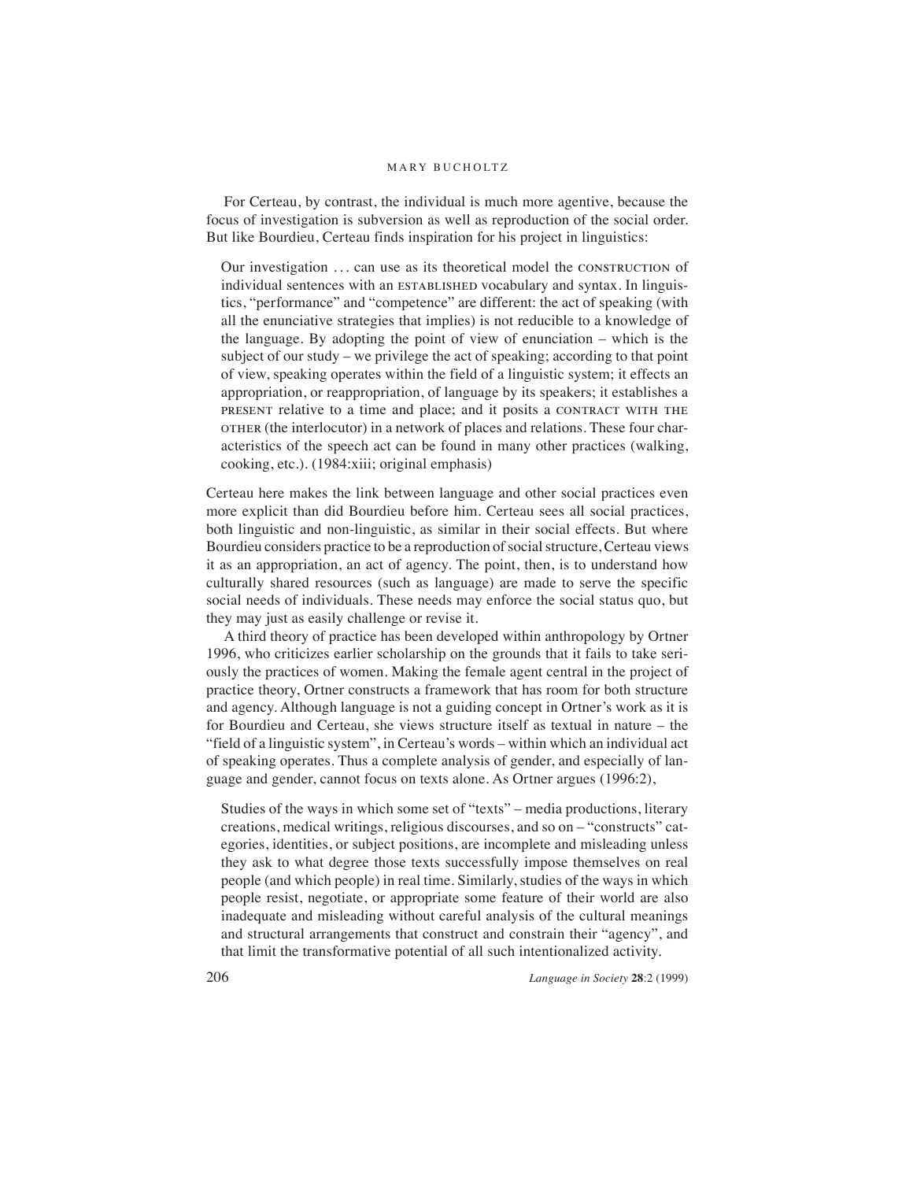For Certeau, by contrast, the individual is much more agentive, because the focus of investigation is subversion as well as reproduction of the social order. But like Bourdieu, Certeau finds inspiration for his project in linguistics:

> Our investigation … can use as its theoretical model the CONSTRUCTION of individual sentences with an ESTABLISHED vocabulary and syntax. In linguistics, "performance" and "competence" are different: the act of speaking (with all the enunciative strategies that implies) is not reducible to a knowledge of the language. By adopting the point of view of enunciation – which is the subject of our study – we privilege the act of speaking; according to that point of view, speaking operates within the field of a linguistic system; it effects an appropriation, or reappropriation, of language by its speakers; it establishes a PRESENT relative to a time and place; and it posits a CONTRACT WITH THE OTHER (the interlocutor) in a network of places and relations. These four characteristics of the speech act can be found in many other practices (walking, cooking, etc.). (1984:xiii; original emphasis)

Certeau here makes the link between language and other social practices even more explicit than did Bourdieu before him. Certeau sees all social practices, both linguistic and non-linguistic, as similar in their social effects. But where Bourdieu considers practice to be a reproduction of social structure, Certeau views it as an appropriation, an act of agency. The point, then, is to understand how culturally shared resources (such as language) are made to serve the specific social needs of individuals. These needs may enforce the social status quo, but they may just as easily challenge or revise it.

A third theory of practice has been developed within anthropology by Ortner 1996, who criticizes earlier scholarship on the grounds that it fails to take seriously the practices of women. Making the female agent central in the project of practice theory, Ortner constructs a framework that has room for both structure and agency. Although language is not a guiding concept in Ortner's work as it is for Bourdieu and Certeau, she views structure itself as textual in nature – the "field of a linguistic system", in Certeau's words – within which an individual act of speaking operates. Thus a complete analysis of gender, and especially of language and gender, cannot focus on texts alone. As Ortner argues (1996:2),

> Studies of the ways in which some set of "texts" – media productions, literary creations, medical writings, religious discourses, and so on – "constructs" categories, identities, or subject positions, are incomplete and misleading unless they ask to what degree those texts successfully impose themselves on real people (and which people) in real time. Similarly, studies of the ways in which people resist, negotiate, or appropriate some feature of their world are also inadequate and misleading without careful analysis of the cultural meanings and structural arrangements that construct and constrain their "agency", and that limit the transformative potential of all such intentionalized activity.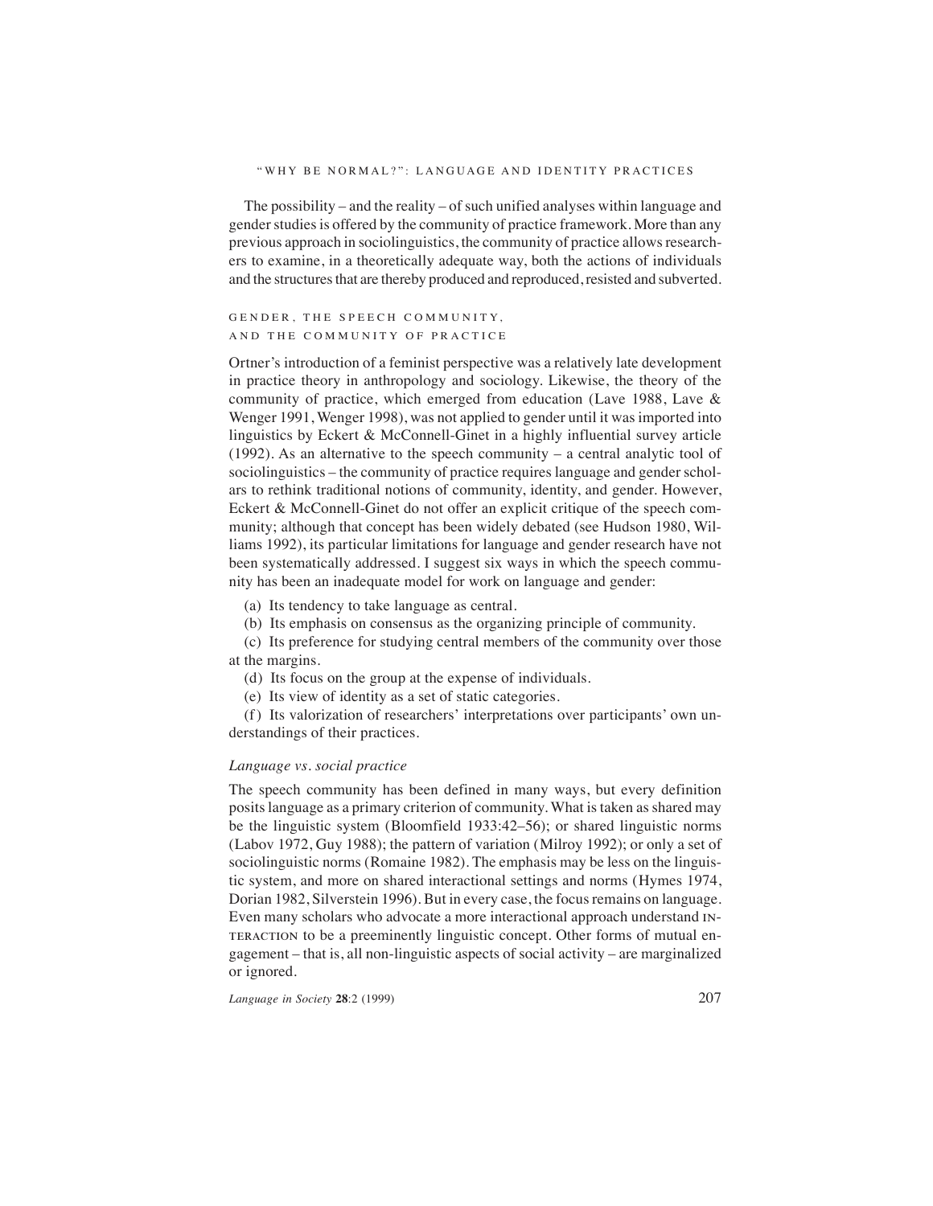The possibility – and the reality – of such unified analyses within language and gender studies is offered by the community of practice framework. More than any previous approach in sociolinguistics, the community of practice allows researchers to examine, in a theoretically adequate way, both the actions of individuals and the structures that are thereby produced and reproduced, resisted and subverted.

## GENDER, THE SPEECH COMMUNITY, AND THE COMMUNITY OF PRACTICE

Ortner's introduction of a feminist perspective was a relatively late development in practice theory in anthropology and sociology. Likewise, the theory of the community of practice, which emerged from education (Lave 1988, Lave & Wenger 1991, Wenger 1998), was not applied to gender until it was imported into linguistics by Eckert & McConnell-Ginet in a highly influential survey article (1992). As an alternative to the speech community – a central analytic tool of sociolinguistics – the community of practice requires language and gender scholars to rethink traditional notions of community, identity, and gender. However, Eckert & McConnell-Ginet do not offer an explicit critique of the speech community; although that concept has been widely debated (see Hudson 1980, Williams 1992), its particular limitations for language and gender research have not been systematically addressed. I suggest six ways in which the speech community has been an inadequate model for work on language and gender:

(a) Its tendency to take language as central.

(b) Its emphasis on consensus as the organizing principle of community.

(c) Its preference for studying central members of the community over those at the margins.

(d) Its focus on the group at the expense of individuals.

(e) Its view of identity as a set of static categories.

(f) Its valorization of researchers' interpretations over participants' own understandings of their practices.

### *Language vs. social practice*

The speech community has been defined in many ways, but every definition posits language as a primary criterion of community. What is taken as shared may be the linguistic system (Bloomfield 1933:42–56); or shared linguistic norms (Labov 1972, Guy 1988); the pattern of variation (Milroy 1992); or only a set of sociolinguistic norms (Romaine 1982). The emphasis may be less on the linguistic system, and more on shared interactional settings and norms (Hymes 1974, Dorian 1982, Silverstein 1996). But in every case, the focus remains on language. Even many scholars who advocate a more interactional approach understand INTERACTION to be a preeminently linguistic concept. Other forms of mutual engagement – that is, all non-linguistic aspects of social activity – are marginalized or ignored.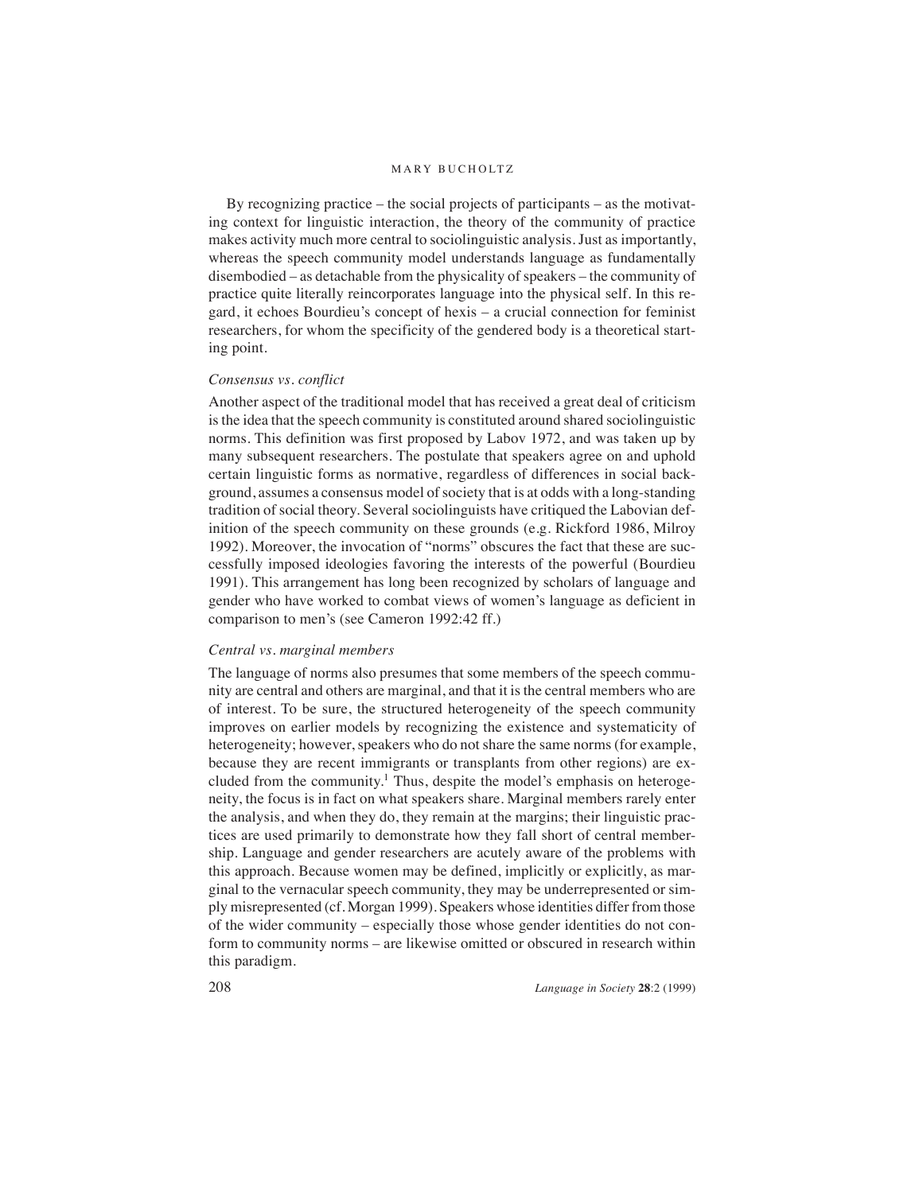By recognizing practice – the social projects of participants – as the motivating context for linguistic interaction, the theory of the community of practice makes activity much more central to sociolinguistic analysis. Just as importantly, whereas the speech community model understands language as fundamentally disembodied – as detachable from the physicality of speakers – the community of practice quite literally reincorporates language into the physical self. In this regard, it echoes Bourdieu's concept of hexis – a crucial connection for feminist researchers, for whom the specificity of the gendered body is a theoretical starting point.

### *Consensus vs. conflict*

Another aspect of the traditional model that has received a great deal of criticism is the idea that the speech community is constituted around shared sociolinguistic norms. This definition was first proposed by Labov 1972, and was taken up by many subsequent researchers. The postulate that speakers agree on and uphold certain linguistic forms as normative, regardless of differences in social background, assumes a consensus model of society that is at odds with a long-standing tradition of social theory. Several sociolinguists have critiqued the Labovian definition of the speech community on these grounds (e.g. Rickford 1986, Milroy 1992). Moreover, the invocation of "norms" obscures the fact that these are successfully imposed ideologies favoring the interests of the powerful (Bourdieu 1991). This arrangement has long been recognized by scholars of language and gender who have worked to combat views of women's language as deficient in comparison to men's (see Cameron 1992:42 ff.)

### *Central vs. marginal members*

The language of norms also presumes that some members of the speech community are central and others are marginal, and that it is the central members who are of interest. To be sure, the structured heterogeneity of the speech community improves on earlier models by recognizing the existence and systematicity of heterogeneity; however, speakers who do not share the same norms (for example, because they are recent immigrants or transplants from other regions) are excluded from the community.[1] Thus, despite the model's emphasis on heterogeneity, the focus is in fact on what speakers share. Marginal members rarely enter the analysis, and when they do, they remain at the margins; their linguistic practices are used primarily to demonstrate how they fall short of central membership. Language and gender researchers are acutely aware of the problems with this approach. Because women may be defined, implicitly or explicitly, as marginal to the vernacular speech community, they may be underrepresented or simply misrepresented (cf. Morgan 1999). Speakers whose identities differ from those of the wider community – especially those whose gender identities do not conform to community norms – are likewise omitted or obscured in research within this paradigm.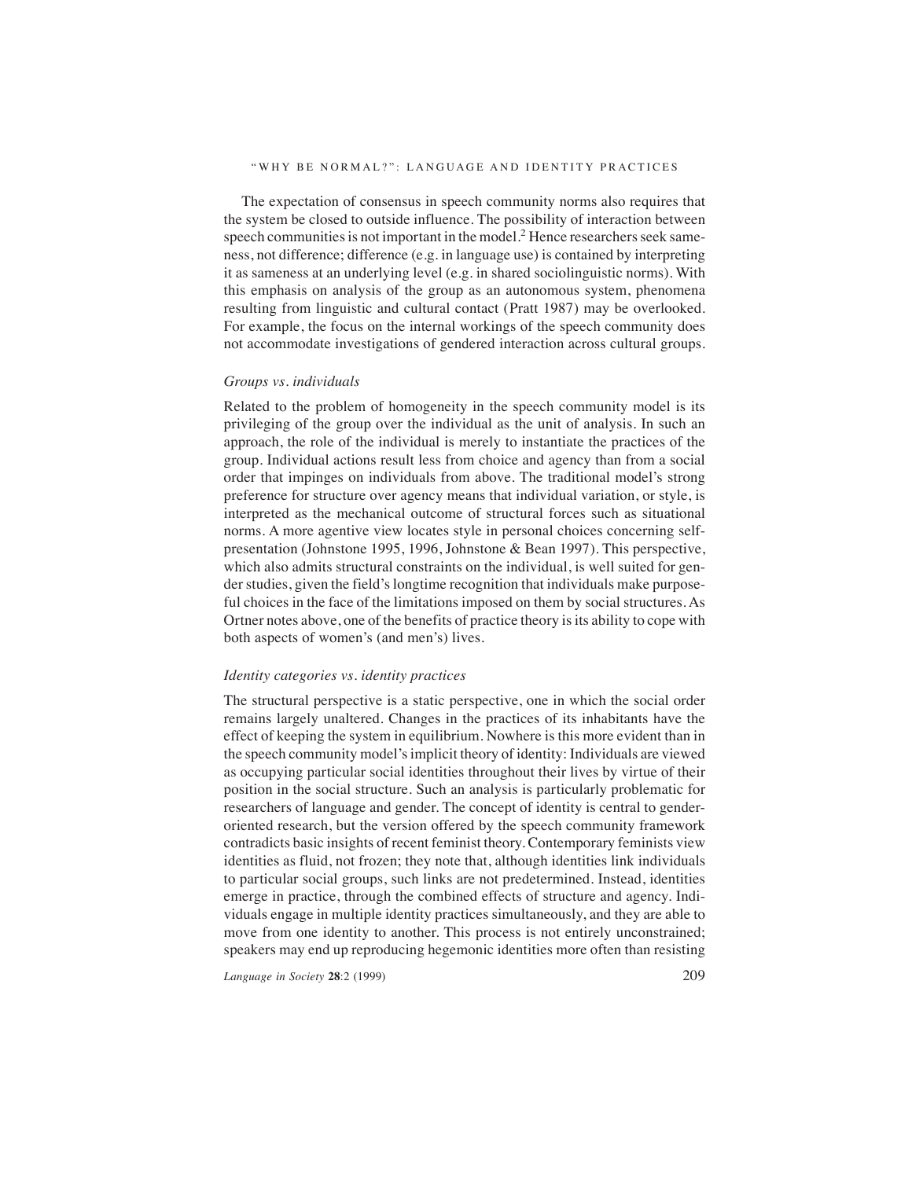The expectation of consensus in speech community norms also requires that the system be closed to outside influence. The possibility of interaction between speech communities is not important in the model.[2] Hence researchers seek sameness, not difference; difference (e.g. in language use) is contained by interpreting it as sameness at an underlying level (e.g. in shared sociolinguistic norms). With this emphasis on analysis of the group as an autonomous system, phenomena resulting from linguistic and cultural contact (Pratt 1987) may be overlooked. For example, the focus on the internal workings of the speech community does not accommodate investigations of gendered interaction across cultural groups.

### *Groups vs. individuals*

Related to the problem of homogeneity in the speech community model is its privileging of the group over the individual as the unit of analysis. In such an approach, the role of the individual is merely to instantiate the practices of the group. Individual actions result less from choice and agency than from a social order that impinges on individuals from above. The traditional model's strong preference for structure over agency means that individual variation, or style, is interpreted as the mechanical outcome of structural forces such as situational norms. A more agentive view locates style in personal choices concerning self-presentation (Johnstone 1995, 1996, Johnstone & Bean 1997). This perspective, which also admits structural constraints on the individual, is well suited for gender studies, given the field's longtime recognition that individuals make purposeful choices in the face of the limitations imposed on them by social structures. As Ortner notes above, one of the benefits of practice theory is its ability to cope with both aspects of women's (and men's) lives.

### *Identity categories vs. identity practices*

The structural perspective is a static perspective, one in which the social order remains largely unaltered. Changes in the practices of its inhabitants have the effect of keeping the system in equilibrium. Nowhere is this more evident than in the speech community model's implicit theory of identity: Individuals are viewed as occupying particular social identities throughout their lives by virtue of their position in the social structure. Such an analysis is particularly problematic for researchers of language and gender. The concept of identity is central to gender-oriented research, but the version offered by the speech community framework contradicts basic insights of recent feminist theory. Contemporary feminists view identities as fluid, not frozen; they note that, although identities link individuals to particular social groups, such links are not predetermined. Instead, identities emerge in practice, through the combined effects of structure and agency. Individuals engage in multiple identity practices simultaneously, and they are able to move from one identity to another. This process is not entirely unconstrained; speakers may end up reproducing hegemonic identities more often than resisting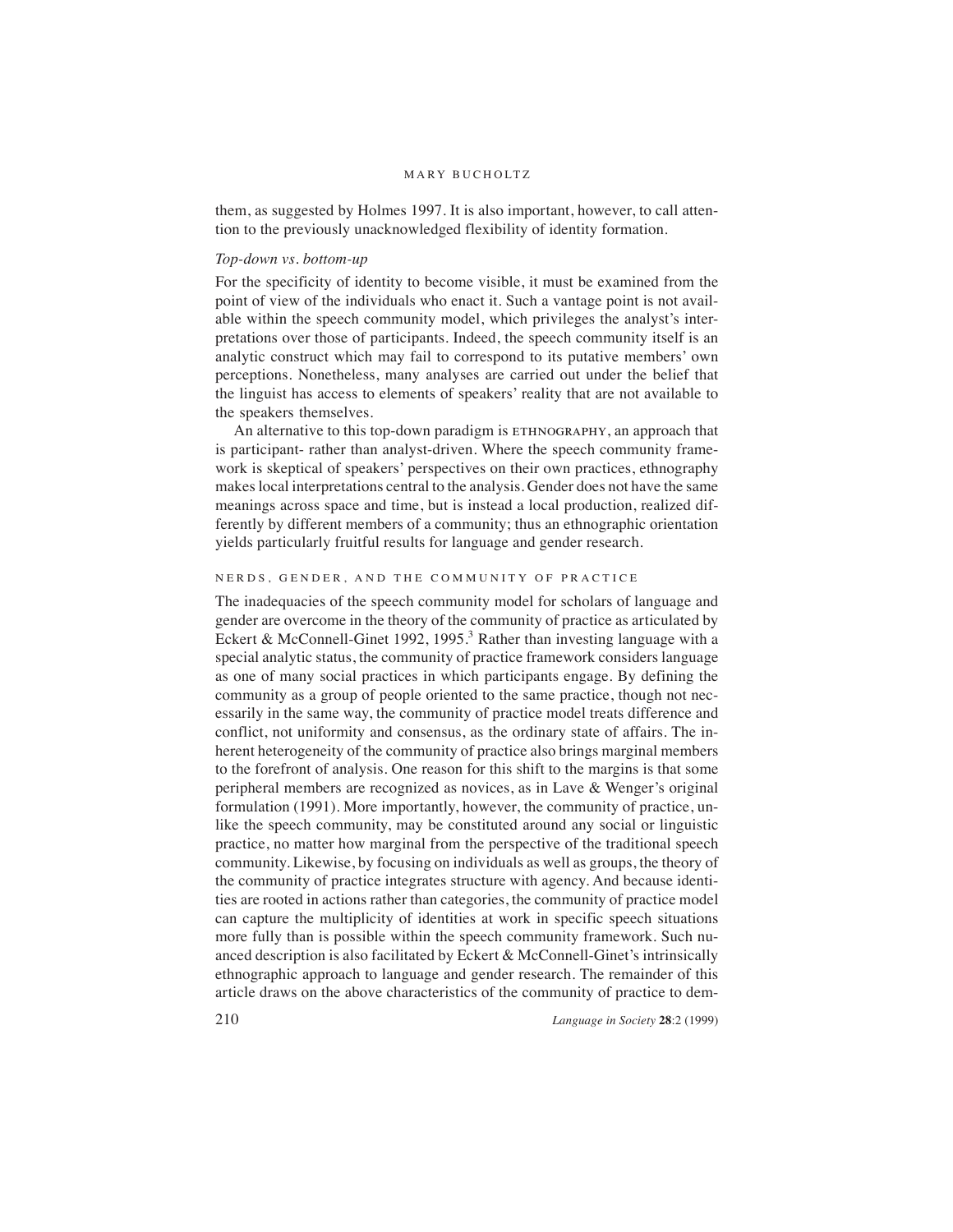them, as suggested by Holmes 1997. It is also important, however, to call attention to the previously unacknowledged flexibility of identity formation.

*Top-down vs. bottom-up*

For the specificity of identity to become visible, it must be examined from the point of view of the individuals who enact it. Such a vantage point is not available within the speech community model, which privileges the analyst's interpretations over those of participants. Indeed, the speech community itself is an analytic construct which may fail to correspond to its putative members' own perceptions. Nonetheless, many analyses are carried out under the belief that the linguist has access to elements of speakers' reality that are not available to the speakers themselves.

An alternative to this top-down paradigm is ETHNOGRAPHY, an approach that is participant- rather than analyst-driven. Where the speech community framework is skeptical of speakers' perspectives on their own practices, ethnography makes local interpretations central to the analysis. Gender does not have the same meanings across space and time, but is instead a local production, realized differently by different members of a community; thus an ethnographic orientation yields particularly fruitful results for language and gender research.

## NERDS, GENDER, AND THE COMMUNITY OF PRACTICE

The inadequacies of the speech community model for scholars of language and gender are overcome in the theory of the community of practice as articulated by Eckert & McConnell-Ginet 1992, 1995.[3] Rather than investing language with a special analytic status, the community of practice framework considers language as one of many social practices in which participants engage. By defining the community as a group of people oriented to the same practice, though not necessarily in the same way, the community of practice model treats difference and conflict, not uniformity and consensus, as the ordinary state of affairs. The inherent heterogeneity of the community of practice also brings marginal members to the forefront of analysis. One reason for this shift to the margins is that some peripheral members are recognized as novices, as in Lave & Wenger's original formulation (1991). More importantly, however, the community of practice, unlike the speech community, may be constituted around any social or linguistic practice, no matter how marginal from the perspective of the traditional speech community. Likewise, by focusing on individuals as well as groups, the theory of the community of practice integrates structure with agency. And because identities are rooted in actions rather than categories, the community of practice model can capture the multiplicity of identities at work in specific speech situations more fully than is possible within the speech community framework. Such nuanced description is also facilitated by Eckert & McConnell-Ginet's intrinsically ethnographic approach to language and gender research. The remainder of this article draws on the above characteristics of the community of practice to dem-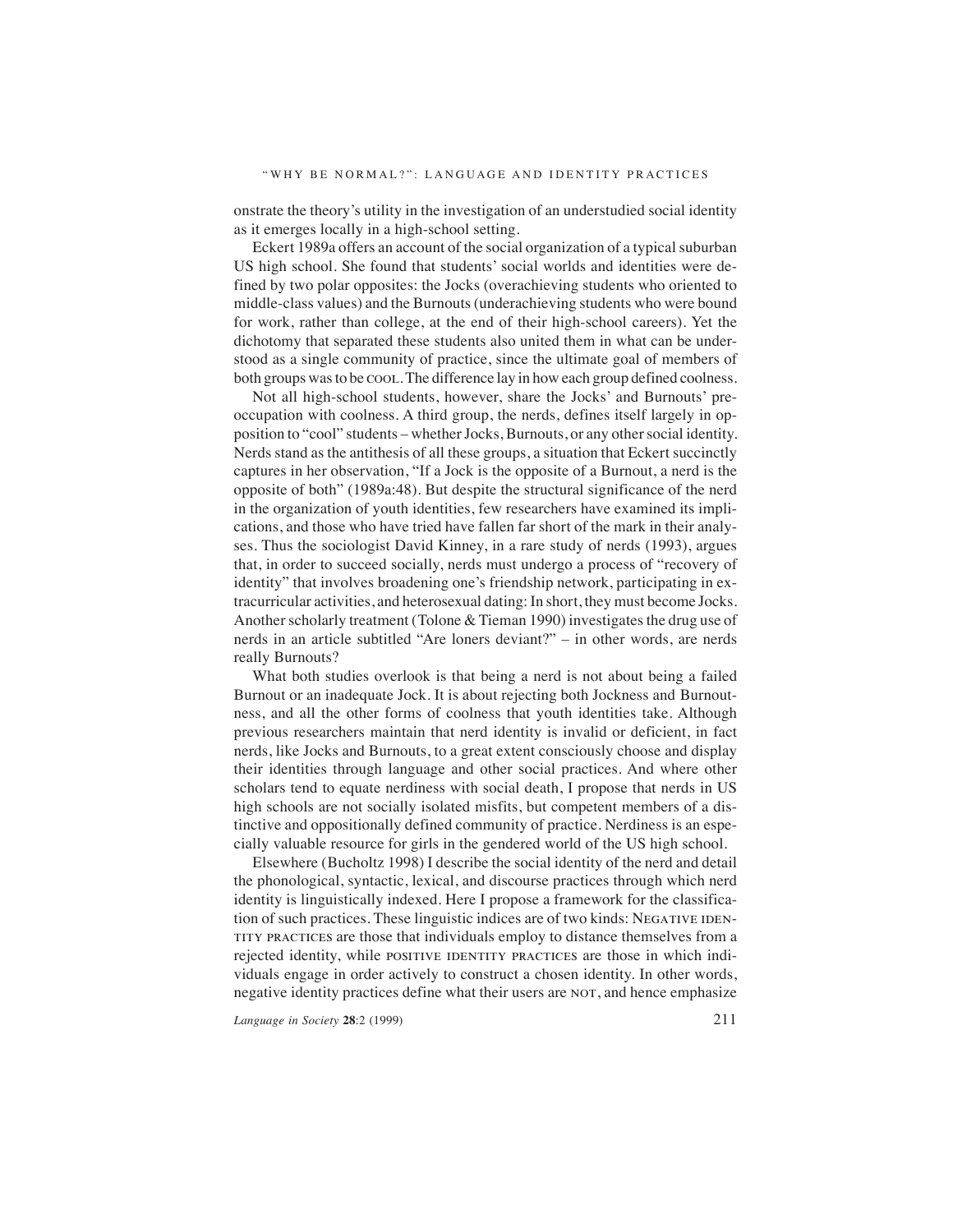onstrate the theory's utility in the investigation of an understudied social identity as it emerges locally in a high-school setting.

Eckert 1989a offers an account of the social organization of a typical suburban US high school. She found that students' social worlds and identities were defined by two polar opposites: the Jocks (overachieving students who oriented to middle-class values) and the Burnouts (underachieving students who were bound for work, rather than college, at the end of their high-school careers). Yet the dichotomy that separated these students also united them in what can be understood as a single community of practice, since the ultimate goal of members of both groups was to be COOL. The difference lay in how each group defined coolness.

Not all high-school students, however, share the Jocks' and Burnouts' preoccupation with coolness. A third group, the nerds, defines itself largely in opposition to "cool" students – whether Jocks, Burnouts, or any other social identity. Nerds stand as the antithesis of all these groups, a situation that Eckert succinctly captures in her observation, "If a Jock is the opposite of a Burnout, a nerd is the opposite of both" (1989a:48). But despite the structural significance of the nerd in the organization of youth identities, few researchers have examined its implications, and those who have tried have fallen far short of the mark in their analyses. Thus the sociologist David Kinney, in a rare study of nerds (1993), argues that, in order to succeed socially, nerds must undergo a process of "recovery of identity" that involves broadening one's friendship network, participating in extracurricular activities, and heterosexual dating: In short, they must become Jocks. Another scholarly treatment (Tolone & Tieman 1990) investigates the drug use of nerds in an article subtitled "Are loners deviant?" – in other words, are nerds really Burnouts?

What both studies overlook is that being a nerd is not about being a failed Burnout or an inadequate Jock. It is about rejecting both Jockness and Burnoutness, and all the other forms of coolness that youth identities take. Although previous researchers maintain that nerd identity is invalid or deficient, in fact nerds, like Jocks and Burnouts, to a great extent consciously choose and display their identities through language and other social practices. And where other scholars tend to equate nerdiness with social death, I propose that nerds in US high schools are not socially isolated misfits, but competent members of a distinctive and oppositionally defined community of practice. Nerdiness is an especially valuable resource for girls in the gendered world of the US high school.

Elsewhere (Bucholtz 1998) I describe the social identity of the nerd and detail the phonological, syntactic, lexical, and discourse practices through which nerd identity is linguistically indexed. Here I propose a framework for the classification of such practices. These linguistic indices are of two kinds: NEGATIVE IDENTITY PRACTICES are those that individuals employ to distance themselves from a rejected identity, while POSITIVE IDENTITY PRACTICES are those in which individuals engage in order actively to construct a chosen identity. In other words, negative identity practices define what their users are NOT, and hence emphasize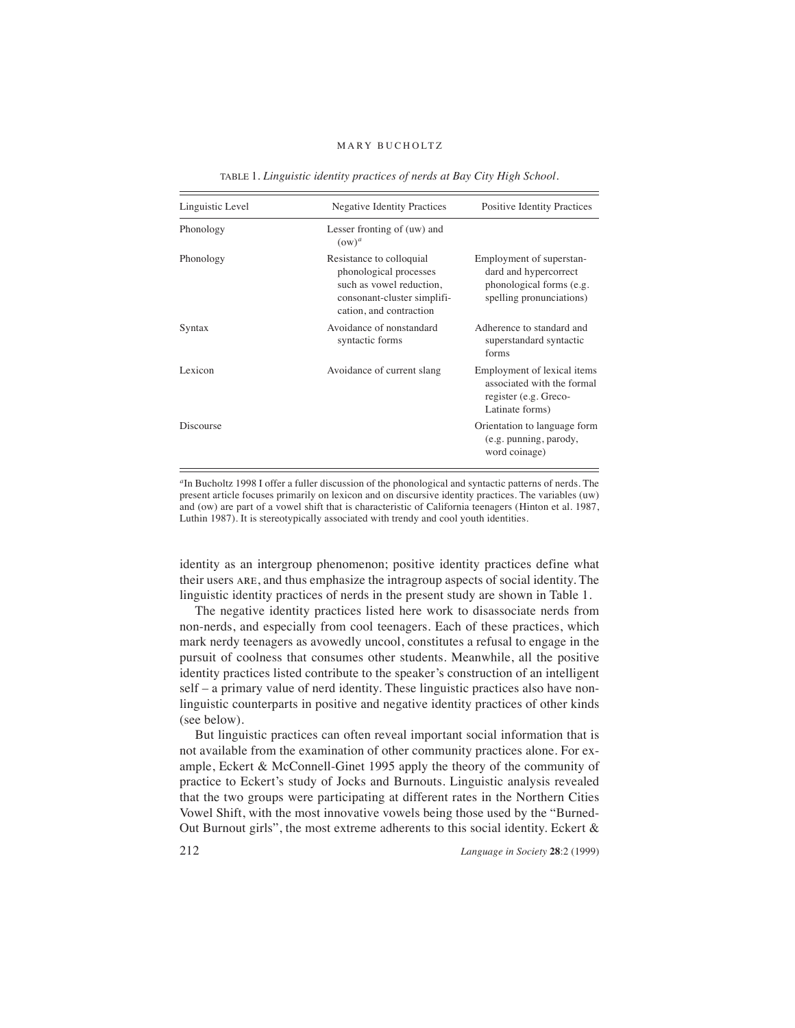TABLE 1. *Linguistic identity practices of nerds at Bay City High School.*

| Linguistic Level | Negative Identity Practices | Positive Identity Practices |
|---|---|---|
| Phonology | Lesser fronting of (uw) and (ow)[a] | |
| Phonology | Resistance to colloquial phonological processes such as vowel reduction, consonant-cluster simplification, and contraction | Employment of superstandard and hypercorrect phonological forms (e.g. spelling pronunciations) |
| Syntax | Avoidance of nonstandard syntactic forms | Adherence to standard and superstandard syntactic forms |
| Lexicon | Avoidance of current slang | Employment of lexical items associated with the formal register (e.g. Greco-Latinate forms) |
| Discourse | | Orientation to language form (e.g. punning, parody, word coinage) |

[a]In Bucholtz 1998 I offer a fuller discussion of the phonological and syntactic patterns of nerds. The present article focuses primarily on lexicon and on discursive identity practices. The variables (uw) and (ow) are part of a vowel shift that is characteristic of California teenagers (Hinton et al. 1987, Luthin 1987). It is stereotypically associated with trendy and cool youth identities.

identity as an intergroup phenomenon; positive identity practices define what their users ARE, and thus emphasize the intragroup aspects of social identity. The linguistic identity practices of nerds in the present study are shown in Table 1.

The negative identity practices listed here work to disassociate nerds from non-nerds, and especially from cool teenagers. Each of these practices, which mark nerdy teenagers as avowedly uncool, constitutes a refusal to engage in the pursuit of coolness that consumes other students. Meanwhile, all the positive identity practices listed contribute to the speaker's construction of an intelligent self – a primary value of nerd identity. These linguistic practices also have nonlinguistic counterparts in positive and negative identity practices of other kinds (see below).

But linguistic practices can often reveal important social information that is not available from the examination of other community practices alone. For example, Eckert & McConnell-Ginet 1995 apply the theory of the community of practice to Eckert's study of Jocks and Burnouts. Linguistic analysis revealed that the two groups were participating at different rates in the Northern Cities Vowel Shift, with the most innovative vowels being those used by the "Burned-Out Burnout girls", the most extreme adherents to this social identity. Eckert &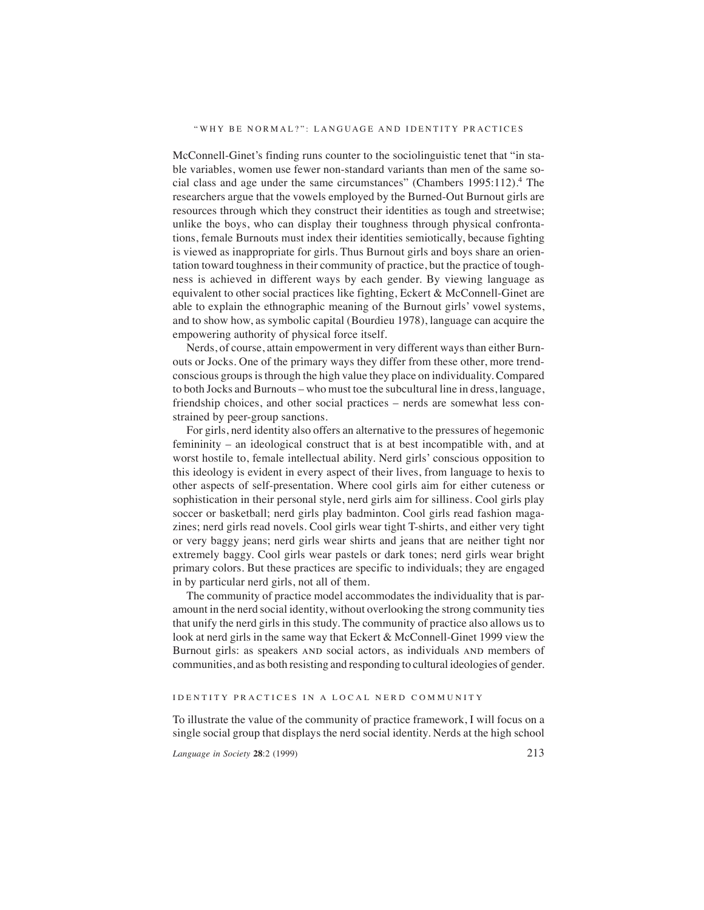McConnell-Ginet's finding runs counter to the sociolinguistic tenet that "in stable variables, women use fewer non-standard variants than men of the same social class and age under the same circumstances" (Chambers 1995:112).[4] The researchers argue that the vowels employed by the Burned-Out Burnout girls are resources through which they construct their identities as tough and streetwise; unlike the boys, who can display their toughness through physical confrontations, female Burnouts must index their identities semiotically, because fighting is viewed as inappropriate for girls. Thus Burnout girls and boys share an orientation toward toughness in their community of practice, but the practice of toughness is achieved in different ways by each gender. By viewing language as equivalent to other social practices like fighting, Eckert & McConnell-Ginet are able to explain the ethnographic meaning of the Burnout girls' vowel systems, and to show how, as symbolic capital (Bourdieu 1978), language can acquire the empowering authority of physical force itself.

Nerds, of course, attain empowerment in very different ways than either Burnouts or Jocks. One of the primary ways they differ from these other, more trend-conscious groups is through the high value they place on individuality. Compared to both Jocks and Burnouts – who must toe the subcultural line in dress, language, friendship choices, and other social practices – nerds are somewhat less constrained by peer-group sanctions.

For girls, nerd identity also offers an alternative to the pressures of hegemonic femininity – an ideological construct that is at best incompatible with, and at worst hostile to, female intellectual ability. Nerd girls' conscious opposition to this ideology is evident in every aspect of their lives, from language to hexis to other aspects of self-presentation. Where cool girls aim for either cuteness or sophistication in their personal style, nerd girls aim for silliness. Cool girls play soccer or basketball; nerd girls play badminton. Cool girls read fashion magazines; nerd girls read novels. Cool girls wear tight T-shirts, and either very tight or very baggy jeans; nerd girls wear shirts and jeans that are neither tight nor extremely baggy. Cool girls wear pastels or dark tones; nerd girls wear bright primary colors. But these practices are specific to individuals; they are engaged in by particular nerd girls, not all of them.

The community of practice model accommodates the individuality that is paramount in the nerd social identity, without overlooking the strong community ties that unify the nerd girls in this study. The community of practice also allows us to look at nerd girls in the same way that Eckert & McConnell-Ginet 1999 view the Burnout girls: as speakers AND social actors, as individuals AND members of communities, and as both resisting and responding to cultural ideologies of gender.

## IDENTITY PRACTICES IN A LOCAL NERD COMMUNITY

To illustrate the value of the community of practice framework, I will focus on a single social group that displays the nerd social identity. Nerds at the high school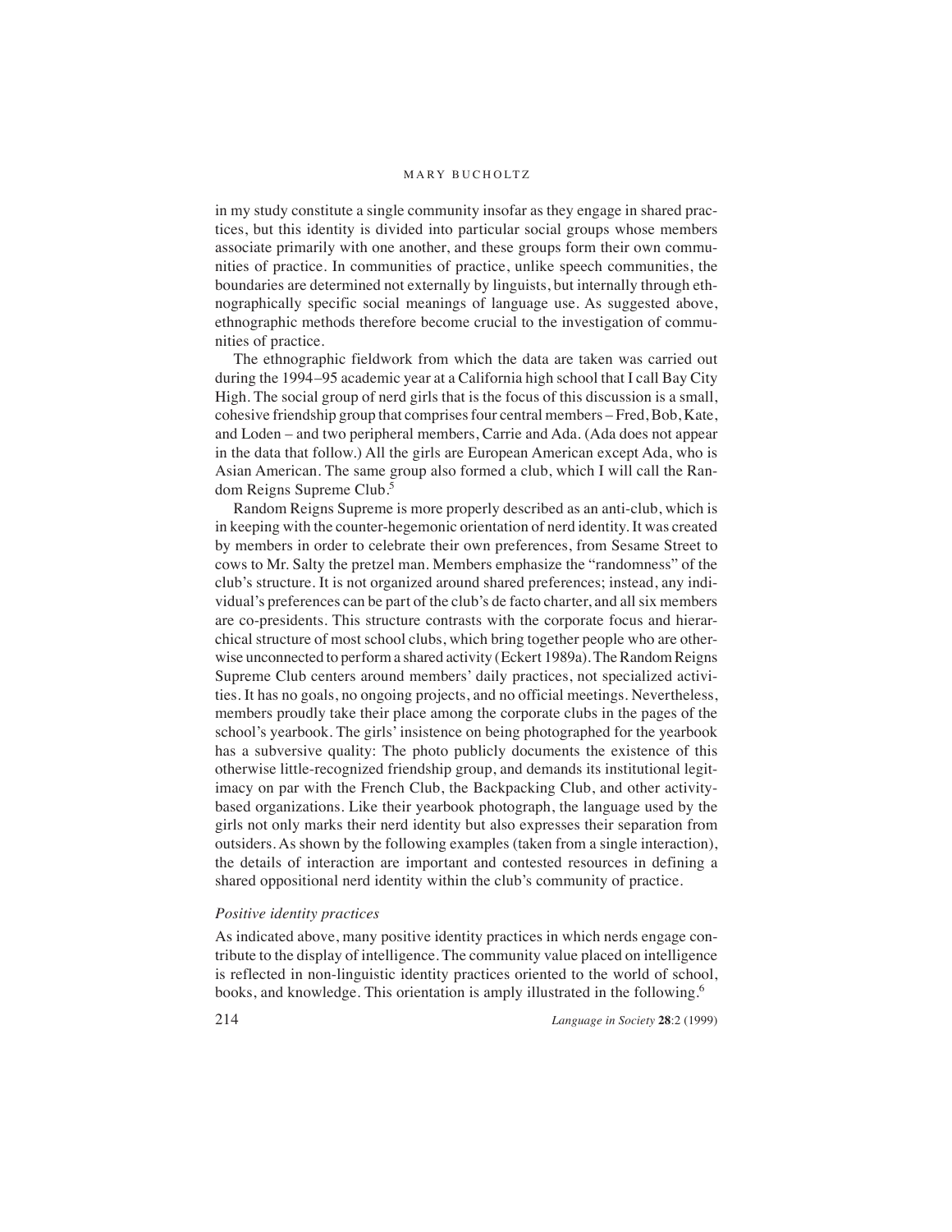in my study constitute a single community insofar as they engage in shared practices, but this identity is divided into particular social groups whose members associate primarily with one another, and these groups form their own communities of practice. In communities of practice, unlike speech communities, the boundaries are determined not externally by linguists, but internally through ethnographically specific social meanings of language use. As suggested above, ethnographic methods therefore become crucial to the investigation of communities of practice.

The ethnographic fieldwork from which the data are taken was carried out during the 1994–95 academic year at a California high school that I call Bay City High. The social group of nerd girls that is the focus of this discussion is a small, cohesive friendship group that comprises four central members – Fred, Bob, Kate, and Loden – and two peripheral members, Carrie and Ada. (Ada does not appear in the data that follow.) All the girls are European American except Ada, who is Asian American. The same group also formed a club, which I will call the Random Reigns Supreme Club.[5]

Random Reigns Supreme is more properly described as an anti-club, which is in keeping with the counter-hegemonic orientation of nerd identity. It was created by members in order to celebrate their own preferences, from Sesame Street to cows to Mr. Salty the pretzel man. Members emphasize the "randomness" of the club's structure. It is not organized around shared preferences; instead, any individual's preferences can be part of the club's de facto charter, and all six members are co-presidents. This structure contrasts with the corporate focus and hierarchical structure of most school clubs, which bring together people who are otherwise unconnected to perform a shared activity (Eckert 1989a). The Random Reigns Supreme Club centers around members' daily practices, not specialized activities. It has no goals, no ongoing projects, and no official meetings. Nevertheless, members proudly take their place among the corporate clubs in the pages of the school's yearbook. The girls' insistence on being photographed for the yearbook has a subversive quality: The photo publicly documents the existence of this otherwise little-recognized friendship group, and demands its institutional legitimacy on par with the French Club, the Backpacking Club, and other activity-based organizations. Like their yearbook photograph, the language used by the girls not only marks their nerd identity but also expresses their separation from outsiders. As shown by the following examples (taken from a single interaction), the details of interaction are important and contested resources in defining a shared oppositional nerd identity within the club's community of practice.

### *Positive identity practices*

As indicated above, many positive identity practices in which nerds engage contribute to the display of intelligence. The community value placed on intelligence is reflected in non-linguistic identity practices oriented to the world of school, books, and knowledge. This orientation is amply illustrated in the following.[6]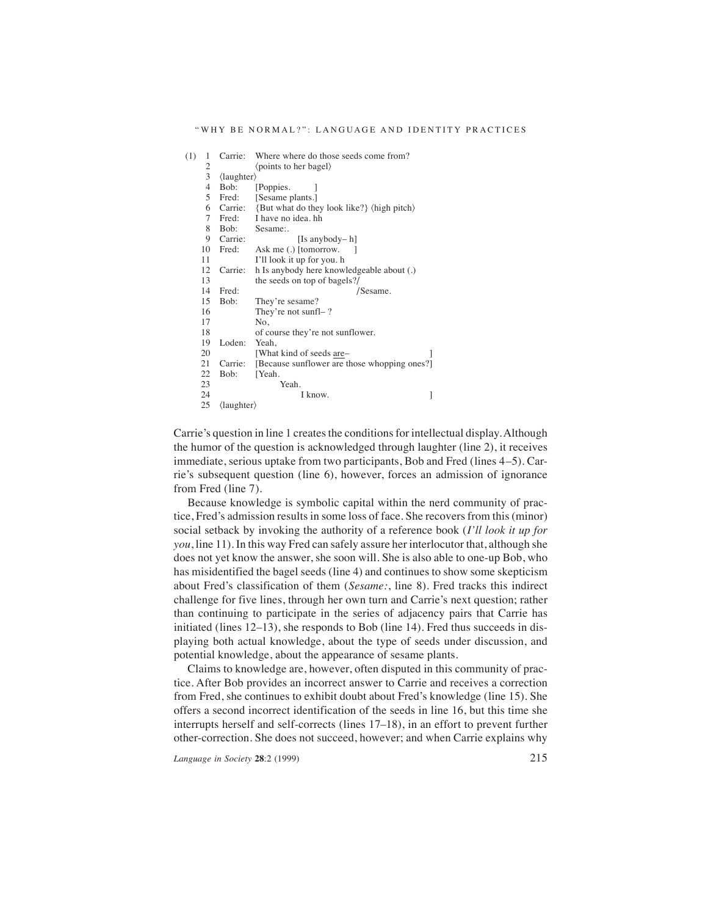```
(1)  1  Carrie:  Where where do those seeds come from?
     2           ⟨points to her bagel⟩
     3  ⟨laughter⟩
     4  Bob:     [Poppies.       ]
     5  Fred:    [Sesame plants.]
     6  Carrie:  {But what do they look like?} ⟨high pitch⟩
     7  Fred:    I have no idea. hh
     8  Bob:     Sesame:.
     9  Carrie:              [Is anybody– h]
    10  Fred:    Ask me (.) [tomorrow.    ]
    11           I'll look it up for you. h
    12  Carrie:  h Is anybody here knowledgeable about (.)
    13           the seeds on top of bagels?/
    14  Fred:                                  /Sesame.
    15  Bob:     They're sesame?
    16           They're not sunfl– ?
    17           No,
    18           of course they're not sunflower.
    19  Loden:   Yeah,
    20           [What kind of seeds are–                       ]
    21  Carrie:  [Because sunflower are those whopping ones?]
    22  Bob:     [Yeah.
    23                  Yeah.
    24                        I know.                           ]
    25  ⟨laughter⟩
```

Carrie's question in line 1 creates the conditions for intellectual display. Although the humor of the question is acknowledged through laughter (line 2), it receives immediate, serious uptake from two participants, Bob and Fred (lines 4–5). Carrie's subsequent question (line 6), however, forces an admission of ignorance from Fred (line 7).

Because knowledge is symbolic capital within the nerd community of practice, Fred's admission results in some loss of face. She recovers from this (minor) social setback by invoking the authority of a reference book (*I'll look it up for you*, line 11). In this way Fred can safely assure her interlocutor that, although she does not yet know the answer, she soon will. She is also able to one-up Bob, who has misidentified the bagel seeds (line 4) and continues to show some skepticism about Fred's classification of them (*Sesame:*, line 8). Fred tracks this indirect challenge for five lines, through her own turn and Carrie's next question; rather than continuing to participate in the series of adjacency pairs that Carrie has initiated (lines 12–13), she responds to Bob (line 14). Fred thus succeeds in displaying both actual knowledge, about the type of seeds under discussion, and potential knowledge, about the appearance of sesame plants.

Claims to knowledge are, however, often disputed in this community of practice. After Bob provides an incorrect answer to Carrie and receives a correction from Fred, she continues to exhibit doubt about Fred's knowledge (line 15). She offers a second incorrect identification of the seeds in line 16, but this time she interrupts herself and self-corrects (lines 17–18), in an effort to prevent further other-correction. She does not succeed, however; and when Carrie explains why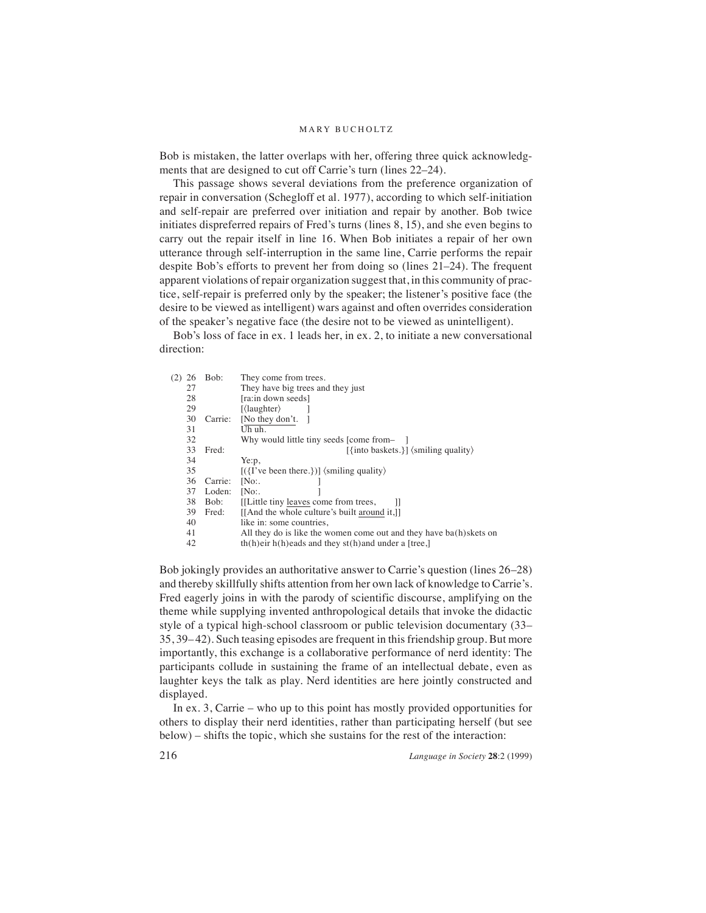Bob is mistaken, the latter overlaps with her, offering three quick acknowledgments that are designed to cut off Carrie's turn (lines 22–24).

This passage shows several deviations from the preference organization of repair in conversation (Schegloff et al. 1977), according to which self-initiation and self-repair are preferred over initiation and repair by another. Bob twice initiates dispreferred repairs of Fred's turns (lines 8, 15), and she even begins to carry out the repair itself in line 16. When Bob initiates a repair of her own utterance through self-interruption in the same line, Carrie performs the repair despite Bob's efforts to prevent her from doing so (lines 21–24). The frequent apparent violations of repair organization suggest that, in this community of practice, self-repair is preferred only by the speaker; the listener's positive face (the desire to be viewed as intelligent) wars against and often overrides consideration of the speaker's negative face (the desire not to be viewed as unintelligent).

Bob's loss of face in ex. 1 leads her, in ex. 2, to initiate a new conversational direction:

```
(2) 26  Bob:     They come from trees.
    27           They have big trees and they just
    28           [ra:in down seeds]
    29           [⟨laughter⟩       ]
    30  Carrie:  [No they don't.   ]
    31           Uh uh.
    32           Why would little tiny seeds [come from–    ]
    33  Fred:                                [{into baskets.}] ⟨smiling quality⟩
    34           Ye:p,
    35           [({I've been there.})] ⟨smiling quality⟩
    36  Carrie:  [No:.              ]
    37  Loden:   [No:.              ]
    38  Bob:     [[Little tiny leaves come from trees,     ]]
    39  Fred:    [[And the whole culture's built around it,]]
    40           like in: some countries,
    41           All they do is like the women come out and they have ba(h)skets on
    42           th(h)eir h(h)eads and they st(h)and under a [tree,]
```

Bob jokingly provides an authoritative answer to Carrie's question (lines 26–28) and thereby skillfully shifts attention from her own lack of knowledge to Carrie's. Fred eagerly joins in with the parody of scientific discourse, amplifying on the theme while supplying invented anthropological details that invoke the didactic style of a typical high-school classroom or public television documentary (33–35, 39–42). Such teasing episodes are frequent in this friendship group. But more importantly, this exchange is a collaborative performance of nerd identity: The participants collude in sustaining the frame of an intellectual debate, even as laughter keys the talk as play. Nerd identities are here jointly constructed and displayed.

In ex. 3, Carrie – who up to this point has mostly provided opportunities for others to display their nerd identities, rather than participating herself (but see below) – shifts the topic, which she sustains for the rest of the interaction: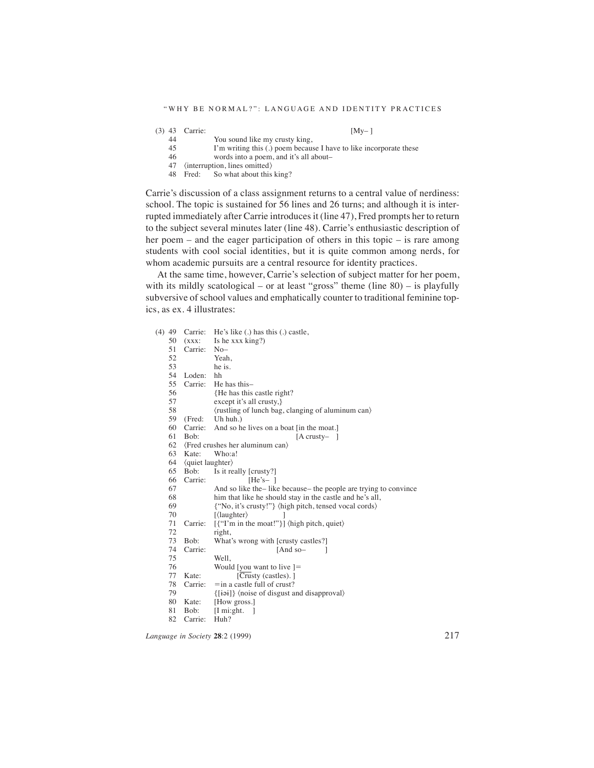```
(3) 43  Carrie:                                          [My– ]
    44           You sound like my crusty king,
    45           I'm writing this (.) poem because I have to like incorporate these
    46           words into a poem, and it's all about–
    47  ⟨interruption, lines omitted⟩
    48  Fred:    So what about this king?
```

Carrie's discussion of a class assignment returns to a central value of nerdiness: school. The topic is sustained for 56 lines and 26 turns; and although it is interrupted immediately after Carrie introduces it (line 47), Fred prompts her to return to the subject several minutes later (line 48). Carrie's enthusiastic description of her poem – and the eager participation of others in this topic – is rare among students with cool social identities, but it is quite common among nerds, for whom academic pursuits are a central resource for identity practices.

At the same time, however, Carrie's selection of subject matter for her poem, with its mildly scatological – or at least "gross" theme (line 80) – is playfully subversive of school values and emphatically counter to traditional feminine topics, as ex. 4 illustrates:

```
(4) 49  Carrie:  He's like (.) has this (.) castle,
    50  (xxx:    Is he xxx king?)
    51  Carrie:  No–
    52           Yeah,
    53           he is.
    54  Loden:   hh
    55  Carrie:  He has this–
    56           {He has this castle right?
    57           except it's all crusty,}
    58           ⟨rustling of lunch bag, clanging of aluminum can⟩
    59  (Fred:   Uh huh.)
    60  Carrie:  And so he lives on a boat [in the moat.]
    61  Bob:                               [A crusty–   ]
    62  ⟨Fred crushes her aluminum can⟩
    63  Kate:    Who:a!
    64  ⟨quiet laughter⟩
    65  Bob:     Is it really [crusty?]
    66  Carrie:               [He's–  ]
    67           And so like the– like because– the people are trying to convince
    68           him that like he should stay in the castle and he's all,
    69           {"No, it's crusty!"} ⟨high pitch, tensed vocal cords⟩
    70           [⟨laughter⟩           ]
    71  Carrie:  [{"I'm in the moat!"}] ⟨high pitch, quiet⟩
    72           right,
    73  Bob:     What's wrong with [crusty castles?]
    74  Carrie:                    [And so–        ]
    75           Well,
    76           Would [you want to live ]=
    77  Kate:          [Crusty (castles). ]
    78  Carrie:  =in a castle full of crust?
    79           {[ɨəɨ]} ⟨noise of disgust and disapproval⟩
    80  Kate:    [How gross.]
    81  Bob:     [I mi:ght.  ]
    82  Carrie:  Huh?
```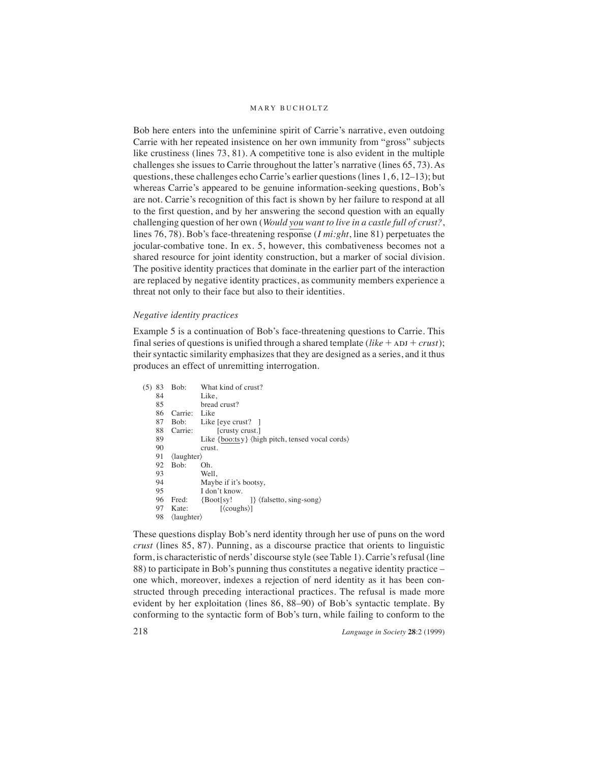Bob here enters into the unfeminine spirit of Carrie's narrative, even outdoing Carrie with her repeated insistence on her own immunity from "gross" subjects like crustiness (lines 73, 81). A competitive tone is also evident in the multiple challenges she issues to Carrie throughout the latter's narrative (lines 65, 73). As questions, these challenges echo Carrie's earlier questions (lines 1, 6, 12–13); but whereas Carrie's appeared to be genuine information-seeking questions, Bob's are not. Carrie's recognition of this fact is shown by her failure to respond at all to the first question, and by her answering the second question with an equally challenging question of her own (*Would you want to live in a castle full of crust?*, lines 76, 78). Bob's face-threatening response (*I mi:ght*, line 81) perpetuates the jocular-combative tone. In ex. 5, however, this combativeness becomes not a shared resource for joint identity construction, but a marker of social division. The positive identity practices that dominate in the earlier part of the interaction are replaced by negative identity practices, as community members experience a threat not only to their face but also to their identities.

### *Negative identity practices*

Example 5 is a continuation of Bob's face-threatening questions to Carrie. This final series of questions is unified through a shared template (*like* + ADJ + *crust*); their syntactic similarity emphasizes that they are designed as a series, and it thus produces an effect of unremitting interrogation.

```
(5) 83  Bob:     What kind of crust?
    84           Like,
    85           bread crust?
    86  Carrie:  Like
    87  Bob:     Like [eye crust?   ]
    88  Carrie:       [crusty crust.]
    89           Like {boo:tsy} ⟨high pitch, tensed vocal cords⟩
    90           crust.
    91  ⟨laughter⟩
    92  Bob:     Oh.
    93           Well,
    94           Maybe if it's bootsy,
    95           I don't know.
    96  Fred:    {Boot[sy!      ]} ⟨falsetto, sing-song⟩
    97  Kate:         [⟨coughs⟩]
    98  ⟨laughter⟩
```

These questions display Bob's nerd identity through her use of puns on the word *crust* (lines 85, 87). Punning, as a discourse practice that orients to linguistic form, is characteristic of nerds' discourse style (see Table 1). Carrie's refusal (line 88) to participate in Bob's punning thus constitutes a negative identity practice – one which, moreover, indexes a rejection of nerd identity as it has been constructed through preceding interactional practices. The refusal is made more evident by her exploitation (lines 86, 88–90) of Bob's syntactic template. By conforming to the syntactic form of Bob's turn, while failing to conform to the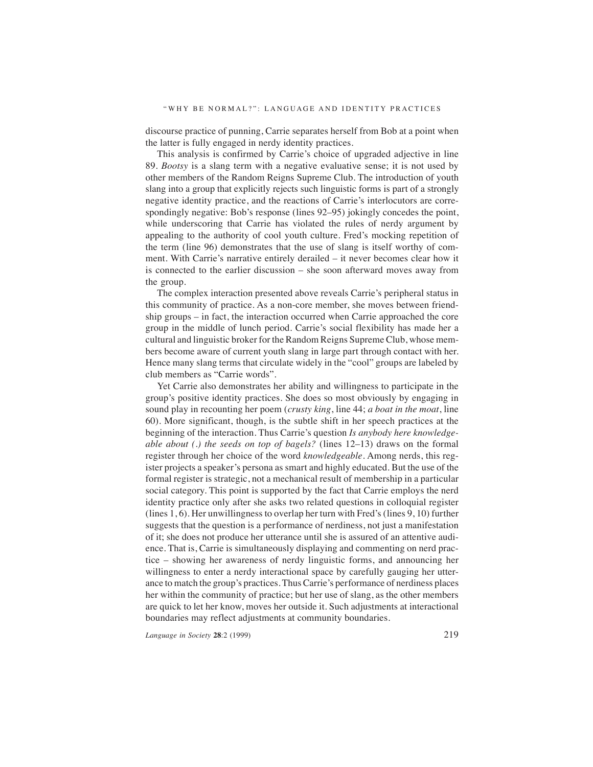discourse practice of punning, Carrie separates herself from Bob at a point when the latter is fully engaged in nerdy identity practices.

This analysis is confirmed by Carrie's choice of upgraded adjective in line 89. *Bootsy* is a slang term with a negative evaluative sense; it is not used by other members of the Random Reigns Supreme Club. The introduction of youth slang into a group that explicitly rejects such linguistic forms is part of a strongly negative identity practice, and the reactions of Carrie's interlocutors are correspondingly negative: Bob's response (lines 92–95) jokingly concedes the point, while underscoring that Carrie has violated the rules of nerdy argument by appealing to the authority of cool youth culture. Fred's mocking repetition of the term (line 96) demonstrates that the use of slang is itself worthy of comment. With Carrie's narrative entirely derailed – it never becomes clear how it is connected to the earlier discussion – she soon afterward moves away from the group.

The complex interaction presented above reveals Carrie's peripheral status in this community of practice. As a non-core member, she moves between friendship groups – in fact, the interaction occurred when Carrie approached the core group in the middle of lunch period. Carrie's social flexibility has made her a cultural and linguistic broker for the Random Reigns Supreme Club, whose members become aware of current youth slang in large part through contact with her. Hence many slang terms that circulate widely in the "cool" groups are labeled by club members as "Carrie words".

Yet Carrie also demonstrates her ability and willingness to participate in the group's positive identity practices. She does so most obviously by engaging in sound play in recounting her poem (*crusty king*, line 44; *a boat in the moat*, line 60). More significant, though, is the subtle shift in her speech practices at the beginning of the interaction. Thus Carrie's question *Is anybody here knowledgeable about (.) the seeds on top of bagels?* (lines 12–13) draws on the formal register through her choice of the word *knowledgeable*. Among nerds, this register projects a speaker's persona as smart and highly educated. But the use of the formal register is strategic, not a mechanical result of membership in a particular social category. This point is supported by the fact that Carrie employs the nerd identity practice only after she asks two related questions in colloquial register (lines 1, 6). Her unwillingness to overlap her turn with Fred's (lines 9, 10) further suggests that the question is a performance of nerdiness, not just a manifestation of it; she does not produce her utterance until she is assured of an attentive audience. That is, Carrie is simultaneously displaying and commenting on nerd practice – showing her awareness of nerdy linguistic forms, and announcing her willingness to enter a nerdy interactional space by carefully gauging her utterance to match the group's practices. Thus Carrie's performance of nerdiness places her within the community of practice; but her use of slang, as the other members are quick to let her know, moves her outside it. Such adjustments at interactional boundaries may reflect adjustments at community boundaries.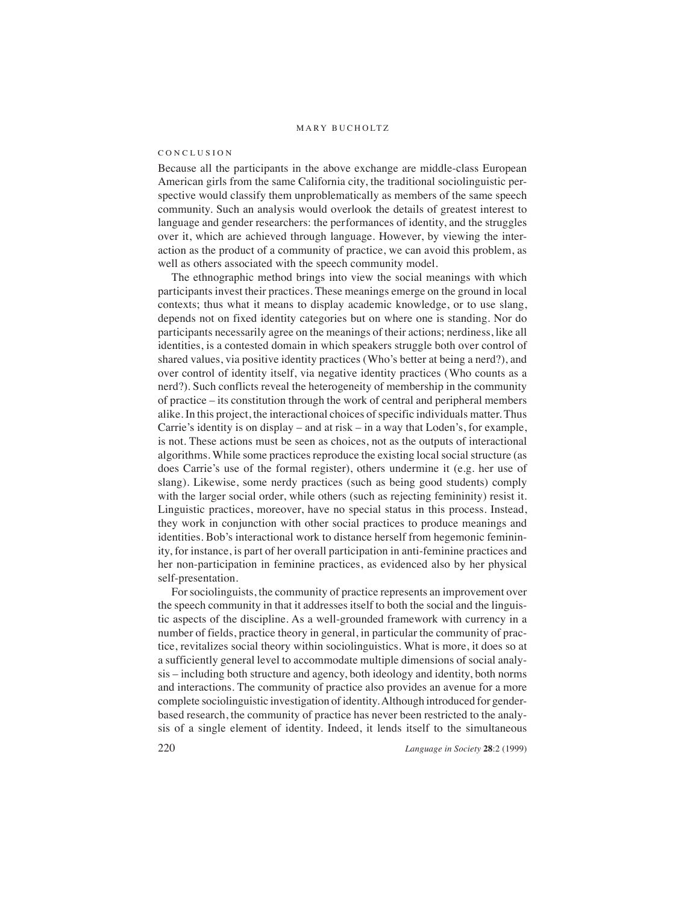## CONCLUSION

Because all the participants in the above exchange are middle-class European American girls from the same California city, the traditional sociolinguistic perspective would classify them unproblematically as members of the same speech community. Such an analysis would overlook the details of greatest interest to language and gender researchers: the performances of identity, and the struggles over it, which are achieved through language. However, by viewing the interaction as the product of a community of practice, we can avoid this problem, as well as others associated with the speech community model.

The ethnographic method brings into view the social meanings with which participants invest their practices. These meanings emerge on the ground in local contexts; thus what it means to display academic knowledge, or to use slang, depends not on fixed identity categories but on where one is standing. Nor do participants necessarily agree on the meanings of their actions; nerdiness, like all identities, is a contested domain in which speakers struggle both over control of shared values, via positive identity practices (Who's better at being a nerd?), and over control of identity itself, via negative identity practices (Who counts as a nerd?). Such conflicts reveal the heterogeneity of membership in the community of practice – its constitution through the work of central and peripheral members alike. In this project, the interactional choices of specific individuals matter. Thus Carrie's identity is on display – and at risk – in a way that Loden's, for example, is not. These actions must be seen as choices, not as the outputs of interactional algorithms. While some practices reproduce the existing local social structure (as does Carrie's use of the formal register), others undermine it (e.g. her use of slang). Likewise, some nerdy practices (such as being good students) comply with the larger social order, while others (such as rejecting femininity) resist it. Linguistic practices, moreover, have no special status in this process. Instead, they work in conjunction with other social practices to produce meanings and identities. Bob's interactional work to distance herself from hegemonic femininity, for instance, is part of her overall participation in anti-feminine practices and her non-participation in feminine practices, as evidenced also by her physical self-presentation.

For sociolinguists, the community of practice represents an improvement over the speech community in that it addresses itself to both the social and the linguistic aspects of the discipline. As a well-grounded framework with currency in a number of fields, practice theory in general, in particular the community of practice, revitalizes social theory within sociolinguistics. What is more, it does so at a sufficiently general level to accommodate multiple dimensions of social analysis – including both structure and agency, both ideology and identity, both norms and interactions. The community of practice also provides an avenue for a more complete sociolinguistic investigation of identity. Although introduced for gender-based research, the community of practice has never been restricted to the analysis of a single element of identity. Indeed, it lends itself to the simultaneous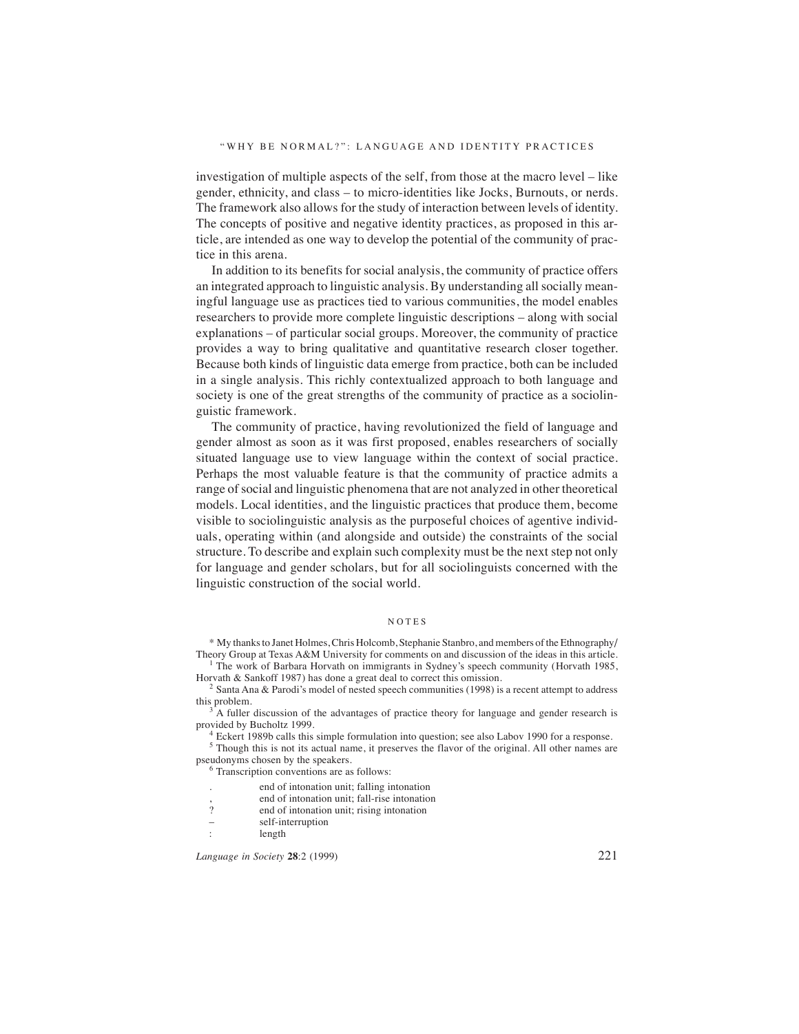investigation of multiple aspects of the self, from those at the macro level – like gender, ethnicity, and class – to micro-identities like Jocks, Burnouts, or nerds. The framework also allows for the study of interaction between levels of identity. The concepts of positive and negative identity practices, as proposed in this article, are intended as one way to develop the potential of the community of practice in this arena.

In addition to its benefits for social analysis, the community of practice offers an integrated approach to linguistic analysis. By understanding all socially meaningful language use as practices tied to various communities, the model enables researchers to provide more complete linguistic descriptions – along with social explanations – of particular social groups. Moreover, the community of practice provides a way to bring qualitative and quantitative research closer together. Because both kinds of linguistic data emerge from practice, both can be included in a single analysis. This richly contextualized approach to both language and society is one of the great strengths of the community of practice as a sociolinguistic framework.

The community of practice, having revolutionized the field of language and gender almost as soon as it was first proposed, enables researchers of socially situated language use to view language within the context of social practice. Perhaps the most valuable feature is that the community of practice admits a range of social and linguistic phenomena that are not analyzed in other theoretical models. Local identities, and the linguistic practices that produce them, become visible to sociolinguistic analysis as the purposeful choices of agentive individuals, operating within (and alongside and outside) the constraints of the social structure. To describe and explain such complexity must be the next step not only for language and gender scholars, but for all sociolinguists concerned with the linguistic construction of the social world.

## NOTES

\* My thanks to Janet Holmes, Chris Holcomb, Stephanie Stanbro, and members of the Ethnography/Theory Group at Texas A&M University for comments on and discussion of the ideas in this article.

[1] The work of Barbara Horvath on immigrants in Sydney's speech community (Horvath 1985, Horvath & Sankoff 1987) has done a great deal to correct this omission.

[2] Santa Ana & Parodi's model of nested speech communities (1998) is a recent attempt to address this problem.

[3] A fuller discussion of the advantages of practice theory for language and gender research is provided by Bucholtz 1999.

[4] Eckert 1989b calls this simple formulation into question; see also Labov 1990 for a response.

[5] Though this is not its actual name, it preserves the flavor of the original. All other names are pseudonyms chosen by the speakers.

[6] Transcription conventions are as follows:

| | |
|---|---|
| . | end of intonation unit; falling intonation |
| , | end of intonation unit; fall-rise intonation |
| ? | end of intonation unit; rising intonation |
| – | self-interruption |
| : | length |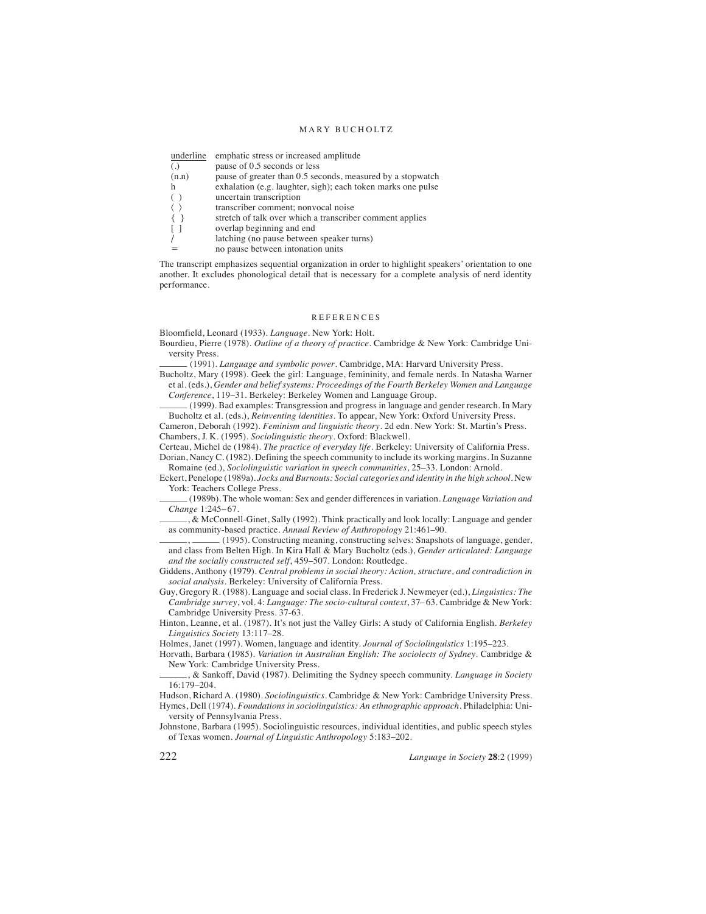| | |
|---|---|
| underline | emphatic stress or increased amplitude |
| (.) | pause of 0.5 seconds or less |
| (n.n) | pause of greater than 0.5 seconds, measured by a stopwatch |
| h | exhalation (e.g. laughter, sigh); each token marks one pulse |
| ( ) | uncertain transcription |
| 〈 〉 | transcriber comment; nonvocal noise |
| { } | stretch of talk over which a transcriber comment applies |
| [ ] | overlap beginning and end |
| / | latching (no pause between speaker turns) |
| = | no pause between intonation units |

The transcript emphasizes sequential organization in order to highlight speakers' orientation to one another. It excludes phonological detail that is necessary for a complete analysis of nerd identity performance.

## REFERENCES

Bloomfield, Leonard (1933). *Language*. New York: Holt.

Bourdieu, Pierre (1978). *Outline of a theory of practice*. Cambridge & New York: Cambridge University Press.

______ (1991). *Language and symbolic power*. Cambridge, MA: Harvard University Press.

Bucholtz, Mary (1998). Geek the girl: Language, femininity, and female nerds. In Natasha Warner et al. (eds.), *Gender and belief systems: Proceedings of the Fourth Berkeley Women and Language Conference*, 119–31. Berkeley: Berkeley Women and Language Group.

______ (1999). Bad examples: Transgression and progress in language and gender research. In Mary Bucholtz et al. (eds.), *Reinventing identities*. To appear, New York: Oxford University Press.

Cameron, Deborah (1992). *Feminism and linguistic theory*. 2d edn. New York: St. Martin's Press.

Chambers, J. K. (1995). *Sociolinguistic theory*. Oxford: Blackwell.

Certeau, Michel de (1984). *The practice of everyday life*. Berkeley: University of California Press.

Dorian, Nancy C. (1982). Defining the speech community to include its working margins. In Suzanne Romaine (ed.), *Sociolinguistic variation in speech communities*, 25–33. London: Arnold.

Eckert, Penelope (1989a). *Jocks and Burnouts: Social categories and identity in the high school*. New York: Teachers College Press.

______ (1989b). The whole woman: Sex and gender differences in variation. *Language Variation and Change* 1:245–67.

______, & McConnell-Ginet, Sally (1992). Think practically and look locally: Language and gender as community-based practice. *Annual Review of Anthropology* 21:461–90.

______, ______ (1995). Constructing meaning, constructing selves: Snapshots of language, gender, and class from Belten High. In Kira Hall & Mary Bucholtz (eds.), *Gender articulated: Language and the socially constructed self*, 459–507. London: Routledge.

Giddens, Anthony (1979). *Central problems in social theory: Action, structure, and contradiction in social analysis*. Berkeley: University of California Press.

Guy, Gregory R. (1988). Language and social class. In Frederick J. Newmeyer (ed.), *Linguistics: The Cambridge survey*, vol. 4: *Language: The socio-cultural context*, 37–63. Cambridge & New York: Cambridge University Press. 37-63.

Hinton, Leanne, et al. (1987). It's not just the Valley Girls: A study of California English. *Berkeley Linguistics Society* 13:117–28.

Holmes, Janet (1997). Women, language and identity. *Journal of Sociolinguistics* 1:195–223.

Horvath, Barbara (1985). *Variation in Australian English: The sociolects of Sydney*. Cambridge & New York: Cambridge University Press.

______, & Sankoff, David (1987). Delimiting the Sydney speech community. *Language in Society* 16:179–204.

Hudson, Richard A. (1980). *Sociolinguistics*. Cambridge & New York: Cambridge University Press.

Hymes, Dell (1974). *Foundations in sociolinguistics: An ethnographic approach*. Philadelphia: University of Pennsylvania Press.

Johnstone, Barbara (1995). Sociolinguistic resources, individual identities, and public speech styles of Texas women. *Journal of Linguistic Anthropology* 5:183–202.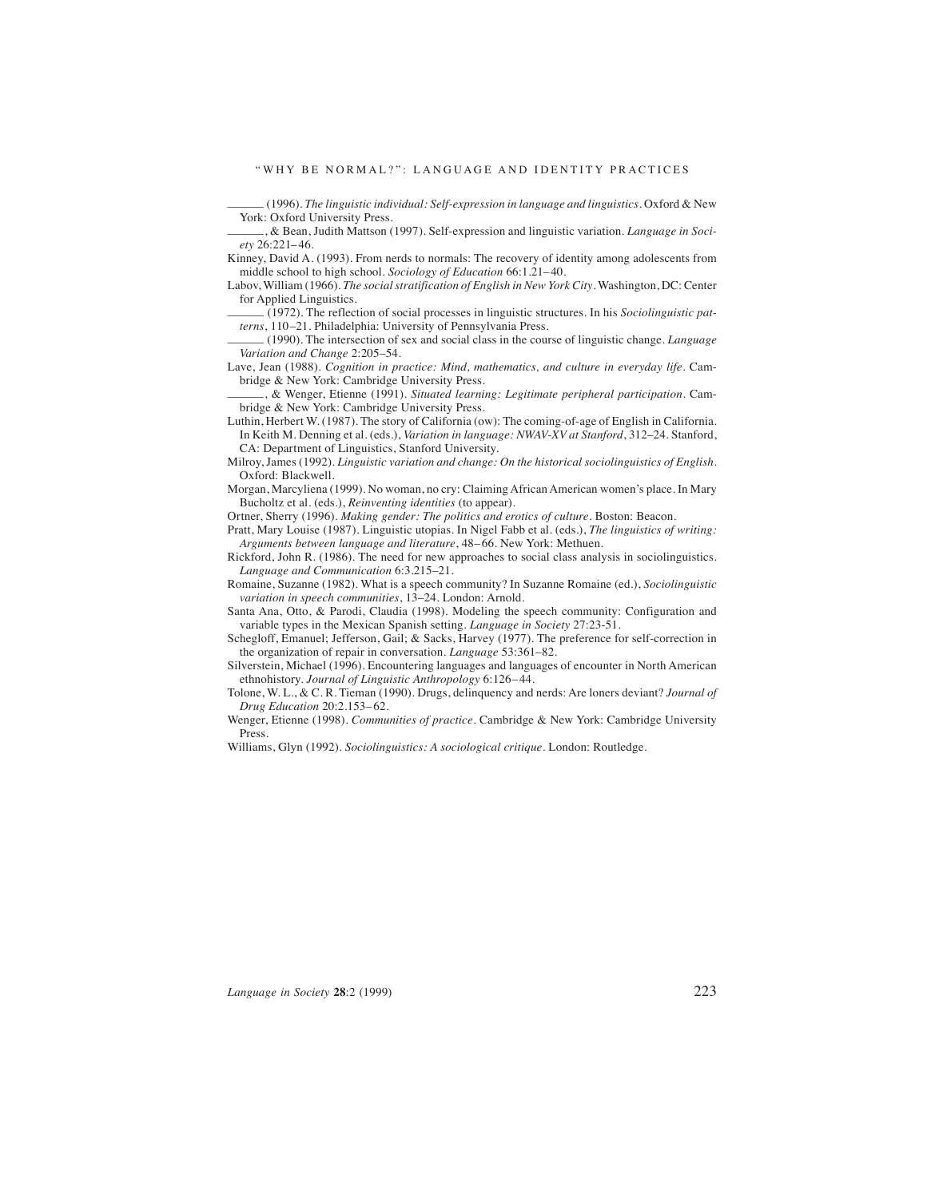______ (1996). *The linguistic individual: Self-expression in language and linguistics*. Oxford & New York: Oxford University Press.

______, & Bean, Judith Mattson (1997). Self-expression and linguistic variation. *Language in Society* 26:221–46.

Kinney, David A. (1993). From nerds to normals: The recovery of identity among adolescents from middle school to high school. *Sociology of Education* 66:1.21–40.

Labov, William (1966). *The social stratification of English in New York City*. Washington, DC: Center for Applied Linguistics.

______ (1972). The reflection of social processes in linguistic structures. In his *Sociolinguistic patterns*, 110–21. Philadelphia: University of Pennsylvania Press.

______ (1990). The intersection of sex and social class in the course of linguistic change. *Language Variation and Change* 2:205–54.

Lave, Jean (1988). *Cognition in practice: Mind, mathematics, and culture in everyday life*. Cambridge & New York: Cambridge University Press.

______, & Wenger, Etienne (1991). *Situated learning: Legitimate peripheral participation*. Cambridge & New York: Cambridge University Press.

Luthin, Herbert W. (1987). The story of California (ow): The coming-of-age of English in California. In Keith M. Denning et al. (eds.), *Variation in language: NWAV-XV at Stanford*, 312–24. Stanford, CA: Department of Linguistics, Stanford University.

Milroy, James (1992). *Linguistic variation and change: On the historical sociolinguistics of English*. Oxford: Blackwell.

Morgan, Marcyliena (1999). No woman, no cry: Claiming African American women's place. In Mary Bucholtz et al. (eds.), *Reinventing identities* (to appear).

Ortner, Sherry (1996). *Making gender: The politics and erotics of culture*. Boston: Beacon.

Pratt, Mary Louise (1987). Linguistic utopias. In Nigel Fabb et al. (eds.), *The linguistics of writing: Arguments between language and literature*, 48–66. New York: Methuen.

Rickford, John R. (1986). The need for new approaches to social class analysis in sociolinguistics. *Language and Communication* 6:3.215–21.

Romaine, Suzanne (1982). What is a speech community? In Suzanne Romaine (ed.), *Sociolinguistic variation in speech communities*, 13–24. London: Arnold.

Santa Ana, Otto, & Parodi, Claudia (1998). Modeling the speech community: Configuration and variable types in the Mexican Spanish setting. *Language in Society* 27:23-51.

Schegloff, Emanuel; Jefferson, Gail; & Sacks, Harvey (1977). The preference for self-correction in the organization of repair in conversation. *Language* 53:361–82.

Silverstein, Michael (1996). Encountering languages and languages of encounter in North American ethnohistory. *Journal of Linguistic Anthropology* 6:126–44.

Tolone, W. L., & C. R. Tieman (1990). Drugs, delinquency and nerds: Are loners deviant? *Journal of Drug Education* 20:2.153–62.

Wenger, Etienne (1998). *Communities of practice*. Cambridge & New York: Cambridge University Press.

Williams, Glyn (1992). *Sociolinguistics: A sociological critique*. London: Routledge.